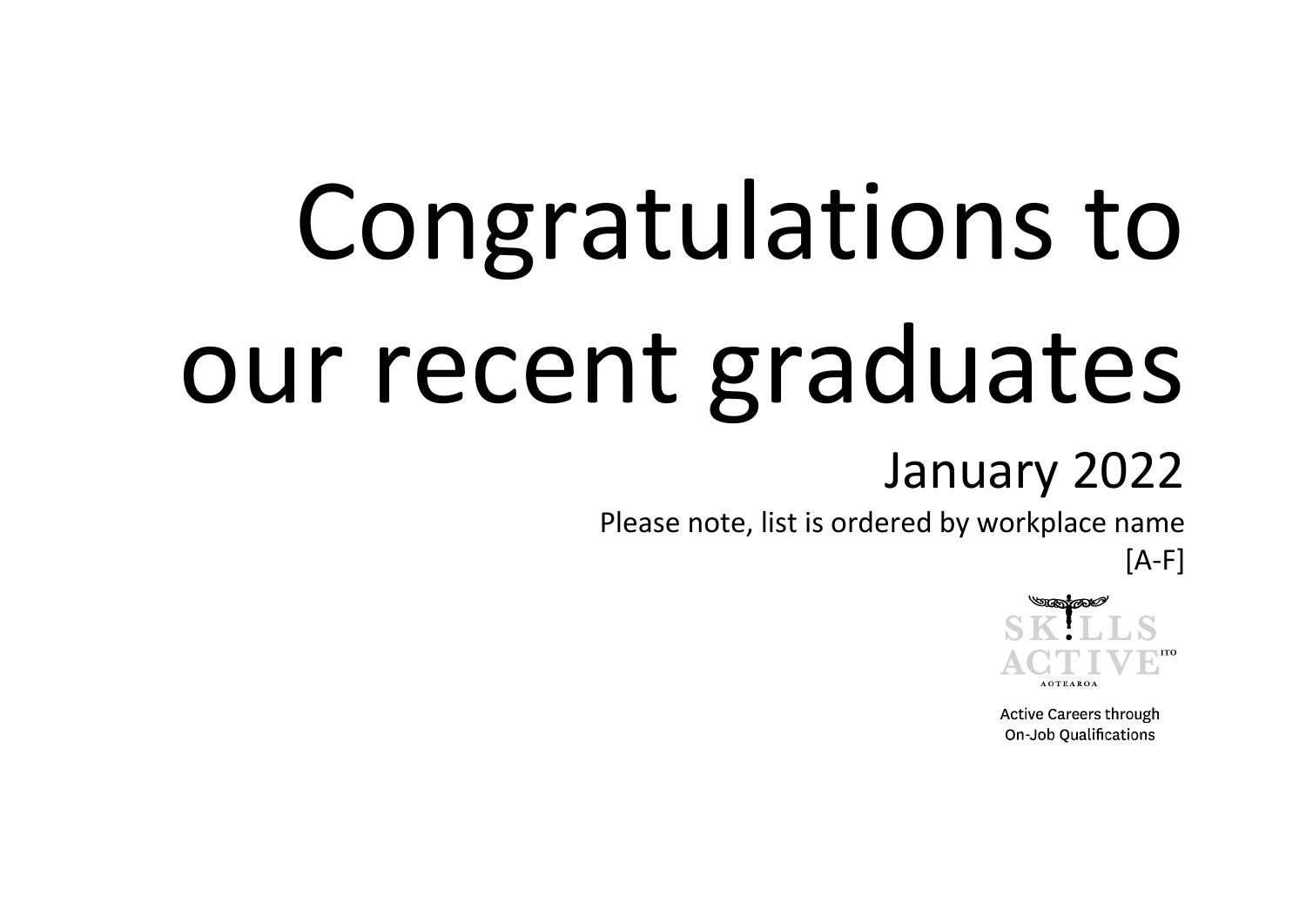# Congratulations to our recent graduates

## January 2022

Please note, list is ordered by workplace name [A-F]

SKILLS ACTIVE ITO AOTEAROA

Active Careers through On-Job Qualifications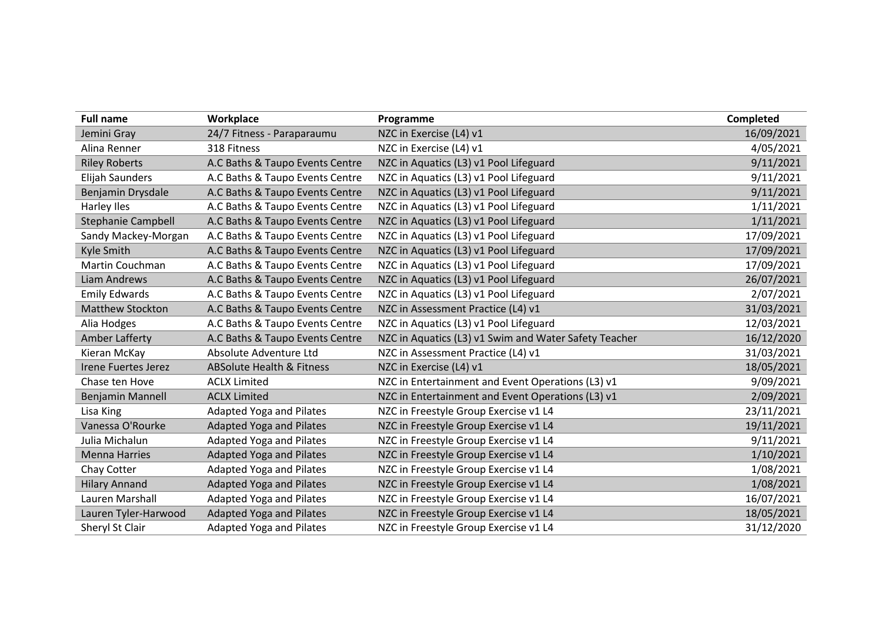| Full name | Workplace | Programme | Completed |
|---|---|---|---|
| Jemini Gray | 24/7 Fitness - Paraparaumu | NZC in Exercise (L4) v1 | 16/09/2021 |
| Alina Renner | 318 Fitness | NZC in Exercise (L4) v1 | 4/05/2021 |
| Riley Roberts | A.C Baths & Taupo Events Centre | NZC in Aquatics (L3) v1 Pool Lifeguard | 9/11/2021 |
| Elijah Saunders | A.C Baths & Taupo Events Centre | NZC in Aquatics (L3) v1 Pool Lifeguard | 9/11/2021 |
| Benjamin Drysdale | A.C Baths & Taupo Events Centre | NZC in Aquatics (L3) v1 Pool Lifeguard | 9/11/2021 |
| Harley Iles | A.C Baths & Taupo Events Centre | NZC in Aquatics (L3) v1 Pool Lifeguard | 1/11/2021 |
| Stephanie Campbell | A.C Baths & Taupo Events Centre | NZC in Aquatics (L3) v1 Pool Lifeguard | 1/11/2021 |
| Sandy Mackey-Morgan | A.C Baths & Taupo Events Centre | NZC in Aquatics (L3) v1 Pool Lifeguard | 17/09/2021 |
| Kyle Smith | A.C Baths & Taupo Events Centre | NZC in Aquatics (L3) v1 Pool Lifeguard | 17/09/2021 |
| Martin Couchman | A.C Baths & Taupo Events Centre | NZC in Aquatics (L3) v1 Pool Lifeguard | 17/09/2021 |
| Liam Andrews | A.C Baths & Taupo Events Centre | NZC in Aquatics (L3) v1 Pool Lifeguard | 26/07/2021 |
| Emily Edwards | A.C Baths & Taupo Events Centre | NZC in Aquatics (L3) v1 Pool Lifeguard | 2/07/2021 |
| Matthew Stockton | A.C Baths & Taupo Events Centre | NZC in Assessment Practice (L4) v1 | 31/03/2021 |
| Alia Hodges | A.C Baths & Taupo Events Centre | NZC in Aquatics (L3) v1 Pool Lifeguard | 12/03/2021 |
| Amber Lafferty | A.C Baths & Taupo Events Centre | NZC in Aquatics (L3) v1 Swim and Water Safety Teacher | 16/12/2020 |
| Kieran McKay | Absolute Adventure Ltd | NZC in Assessment Practice (L4) v1 | 31/03/2021 |
| Irene Fuertes Jerez | ABSolute Health & Fitness | NZC in Exercise (L4) v1 | 18/05/2021 |
| Chase ten Hove | ACLX Limited | NZC in Entertainment and Event Operations (L3) v1 | 9/09/2021 |
| Benjamin Mannell | ACLX Limited | NZC in Entertainment and Event Operations (L3) v1 | 2/09/2021 |
| Lisa King | Adapted Yoga and Pilates | NZC in Freestyle Group Exercise v1 L4 | 23/11/2021 |
| Vanessa O'Rourke | Adapted Yoga and Pilates | NZC in Freestyle Group Exercise v1 L4 | 19/11/2021 |
| Julia Michalun | Adapted Yoga and Pilates | NZC in Freestyle Group Exercise v1 L4 | 9/11/2021 |
| Menna Harries | Adapted Yoga and Pilates | NZC in Freestyle Group Exercise v1 L4 | 1/10/2021 |
| Chay Cotter | Adapted Yoga and Pilates | NZC in Freestyle Group Exercise v1 L4 | 1/08/2021 |
| Hilary Annand | Adapted Yoga and Pilates | NZC in Freestyle Group Exercise v1 L4 | 1/08/2021 |
| Lauren Marshall | Adapted Yoga and Pilates | NZC in Freestyle Group Exercise v1 L4 | 16/07/2021 |
| Lauren Tyler-Harwood | Adapted Yoga and Pilates | NZC in Freestyle Group Exercise v1 L4 | 18/05/2021 |
| Sheryl St Clair | Adapted Yoga and Pilates | NZC in Freestyle Group Exercise v1 L4 | 31/12/2020 |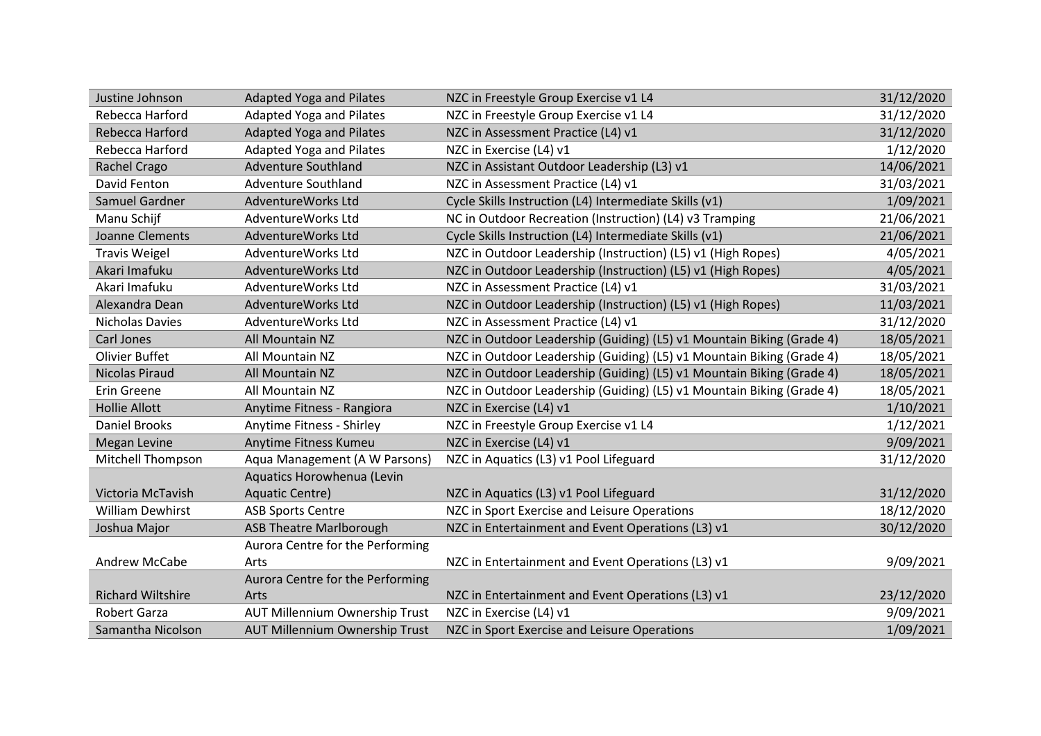| | | | |
|---|---|---|---|
| Justine Johnson | Adapted Yoga and Pilates | NZC in Freestyle Group Exercise v1 L4 | 31/12/2020 |
| Rebecca Harford | Adapted Yoga and Pilates | NZC in Freestyle Group Exercise v1 L4 | 31/12/2020 |
| Rebecca Harford | Adapted Yoga and Pilates | NZC in Assessment Practice (L4) v1 | 31/12/2020 |
| Rebecca Harford | Adapted Yoga and Pilates | NZC in Exercise (L4) v1 | 1/12/2020 |
| Rachel Crago | Adventure Southland | NZC in Assistant Outdoor Leadership (L3) v1 | 14/06/2021 |
| David Fenton | Adventure Southland | NZC in Assessment Practice (L4) v1 | 31/03/2021 |
| Samuel Gardner | AdventureWorks Ltd | Cycle Skills Instruction (L4) Intermediate Skills (v1) | 1/09/2021 |
| Manu Schijf | AdventureWorks Ltd | NC in Outdoor Recreation (Instruction) (L4) v3 Tramping | 21/06/2021 |
| Joanne Clements | AdventureWorks Ltd | Cycle Skills Instruction (L4) Intermediate Skills (v1) | 21/06/2021 |
| Travis Weigel | AdventureWorks Ltd | NZC in Outdoor Leadership (Instruction) (L5) v1 (High Ropes) | 4/05/2021 |
| Akari Imafuku | AdventureWorks Ltd | NZC in Outdoor Leadership (Instruction) (L5) v1 (High Ropes) | 4/05/2021 |
| Akari Imafuku | AdventureWorks Ltd | NZC in Assessment Practice (L4) v1 | 31/03/2021 |
| Alexandra Dean | AdventureWorks Ltd | NZC in Outdoor Leadership (Instruction) (L5) v1 (High Ropes) | 11/03/2021 |
| Nicholas Davies | AdventureWorks Ltd | NZC in Assessment Practice (L4) v1 | 31/12/2020 |
| Carl Jones | All Mountain NZ | NZC in Outdoor Leadership (Guiding) (L5) v1 Mountain Biking (Grade 4) | 18/05/2021 |
| Olivier Buffet | All Mountain NZ | NZC in Outdoor Leadership (Guiding) (L5) v1 Mountain Biking (Grade 4) | 18/05/2021 |
| Nicolas Piraud | All Mountain NZ | NZC in Outdoor Leadership (Guiding) (L5) v1 Mountain Biking (Grade 4) | 18/05/2021 |
| Erin Greene | All Mountain NZ | NZC in Outdoor Leadership (Guiding) (L5) v1 Mountain Biking (Grade 4) | 18/05/2021 |
| Hollie Allott | Anytime Fitness - Rangiora | NZC in Exercise (L4) v1 | 1/10/2021 |
| Daniel Brooks | Anytime Fitness - Shirley | NZC in Freestyle Group Exercise v1 L4 | 1/12/2021 |
| Megan Levine | Anytime Fitness Kumeu | NZC in Exercise (L4) v1 | 9/09/2021 |
| Mitchell Thompson | Aqua Management (A W Parsons) | NZC in Aquatics (L3) v1 Pool Lifeguard | 31/12/2020 |
| Victoria McTavish | Aquatics Horowhenua (Levin Aquatic Centre) | NZC in Aquatics (L3) v1 Pool Lifeguard | 31/12/2020 |
| William Dewhirst | ASB Sports Centre | NZC in Sport Exercise and Leisure Operations | 18/12/2020 |
| Joshua Major | ASB Theatre Marlborough | NZC in Entertainment and Event Operations (L3) v1 | 30/12/2020 |
| Andrew McCabe | Aurora Centre for the Performing Arts | NZC in Entertainment and Event Operations (L3) v1 | 9/09/2021 |
| Richard Wiltshire | Aurora Centre for the Performing Arts | NZC in Entertainment and Event Operations (L3) v1 | 23/12/2020 |
| Robert Garza | AUT Millennium Ownership Trust | NZC in Exercise (L4) v1 | 9/09/2021 |
| Samantha Nicolson | AUT Millennium Ownership Trust | NZC in Sport Exercise and Leisure Operations | 1/09/2021 |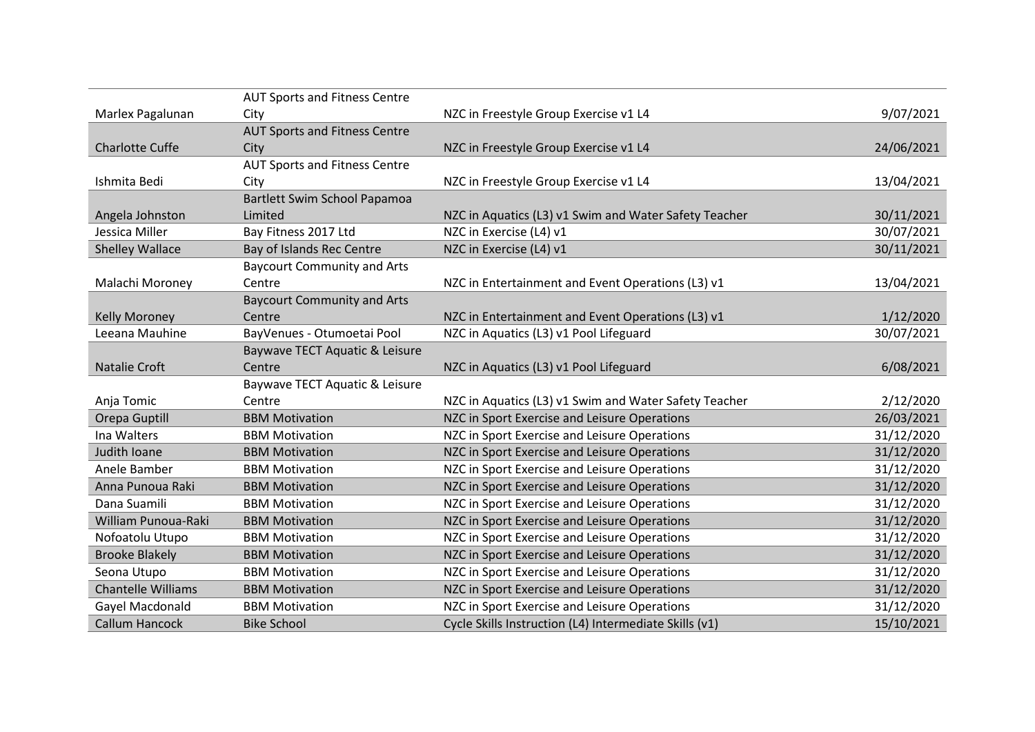| | | | |
|---|---|---|---|
| Marlex Pagalunan | AUT Sports and Fitness Centre City | NZC in Freestyle Group Exercise v1 L4 | 9/07/2021 |
| Charlotte Cuffe | AUT Sports and Fitness Centre City | NZC in Freestyle Group Exercise v1 L4 | 24/06/2021 |
| Ishmita Bedi | AUT Sports and Fitness Centre City | NZC in Freestyle Group Exercise v1 L4 | 13/04/2021 |
| Angela Johnston | Bartlett Swim School Papamoa Limited | NZC in Aquatics (L3) v1 Swim and Water Safety Teacher | 30/11/2021 |
| Jessica Miller | Bay Fitness 2017 Ltd | NZC in Exercise (L4) v1 | 30/07/2021 |
| Shelley Wallace | Bay of Islands Rec Centre | NZC in Exercise (L4) v1 | 30/11/2021 |
| Malachi Moroney | Baycourt Community and Arts Centre | NZC in Entertainment and Event Operations (L3) v1 | 13/04/2021 |
| Kelly Moroney | Baycourt Community and Arts Centre | NZC in Entertainment and Event Operations (L3) v1 | 1/12/2020 |
| Leeana Mauhine | BayVenues - Otumoetai Pool | NZC in Aquatics (L3) v1 Pool Lifeguard | 30/07/2021 |
| Natalie Croft | Baywave TECT Aquatic & Leisure Centre | NZC in Aquatics (L3) v1 Pool Lifeguard | 6/08/2021 |
| Anja Tomic | Baywave TECT Aquatic & Leisure Centre | NZC in Aquatics (L3) v1 Swim and Water Safety Teacher | 2/12/2020 |
| Orepa Guptill | BBM Motivation | NZC in Sport Exercise and Leisure Operations | 26/03/2021 |
| Ina Walters | BBM Motivation | NZC in Sport Exercise and Leisure Operations | 31/12/2020 |
| Judith Ioane | BBM Motivation | NZC in Sport Exercise and Leisure Operations | 31/12/2020 |
| Anele Bamber | BBM Motivation | NZC in Sport Exercise and Leisure Operations | 31/12/2020 |
| Anna Punoua Raki | BBM Motivation | NZC in Sport Exercise and Leisure Operations | 31/12/2020 |
| Dana Suamili | BBM Motivation | NZC in Sport Exercise and Leisure Operations | 31/12/2020 |
| William Punoua-Raki | BBM Motivation | NZC in Sport Exercise and Leisure Operations | 31/12/2020 |
| Nofoatolu Utupo | BBM Motivation | NZC in Sport Exercise and Leisure Operations | 31/12/2020 |
| Brooke Blakely | BBM Motivation | NZC in Sport Exercise and Leisure Operations | 31/12/2020 |
| Seona Utupo | BBM Motivation | NZC in Sport Exercise and Leisure Operations | 31/12/2020 |
| Chantelle Williams | BBM Motivation | NZC in Sport Exercise and Leisure Operations | 31/12/2020 |
| Gayel Macdonald | BBM Motivation | NZC in Sport Exercise and Leisure Operations | 31/12/2020 |
| Callum Hancock | Bike School | Cycle Skills Instruction (L4) Intermediate Skills (v1) | 15/10/2021 |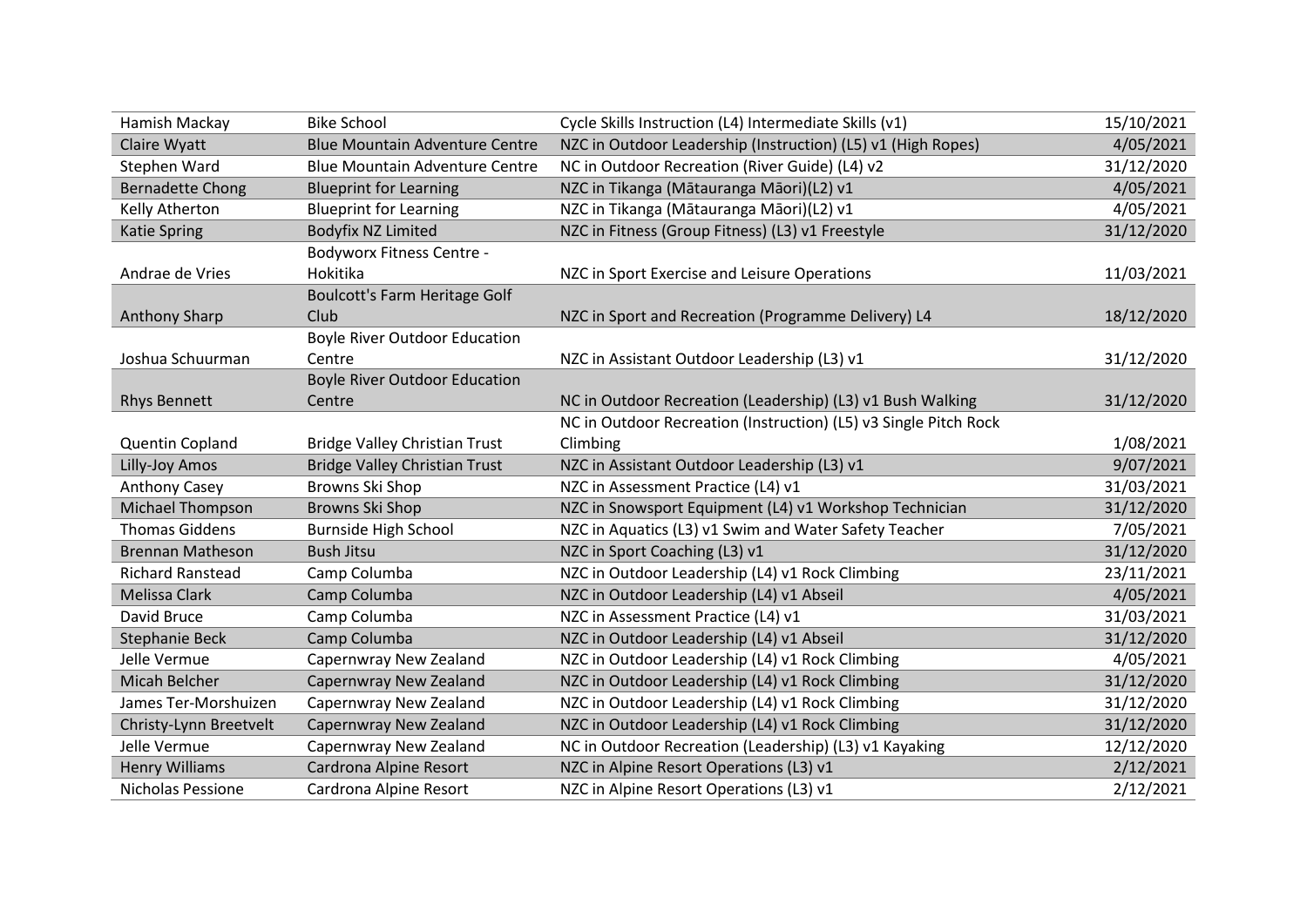| Hamish Mackay | Bike School | Cycle Skills Instruction (L4) Intermediate Skills (v1) | 15/10/2021 |
|---|---|---|---|
| Claire Wyatt | Blue Mountain Adventure Centre | NZC in Outdoor Leadership (Instruction) (L5) v1 (High Ropes) | 4/05/2021 |
| Stephen Ward | Blue Mountain Adventure Centre | NC in Outdoor Recreation (River Guide) (L4) v2 | 31/12/2020 |
| Bernadette Chong | Blueprint for Learning | NZC in Tikanga (Mātauranga Māori)(L2) v1 | 4/05/2021 |
| Kelly Atherton | Blueprint for Learning | NZC in Tikanga (Mātauranga Māori)(L2) v1 | 4/05/2021 |
| Katie Spring | Bodyfix NZ Limited | NZC in Fitness (Group Fitness) (L3) v1 Freestyle | 31/12/2020 |
| Andrae de Vries | Bodyworx Fitness Centre - Hokitika | NZC in Sport Exercise and Leisure Operations | 11/03/2021 |
| Anthony Sharp | Boulcott's Farm Heritage Golf Club | NZC in Sport and Recreation (Programme Delivery) L4 | 18/12/2020 |
| Joshua Schuurman | Boyle River Outdoor Education Centre | NZC in Assistant Outdoor Leadership (L3) v1 | 31/12/2020 |
| Rhys Bennett | Boyle River Outdoor Education Centre | NC in Outdoor Recreation (Leadership) (L3) v1 Bush Walking | 31/12/2020 |
| Quentin Copland | Bridge Valley Christian Trust | NC in Outdoor Recreation (Instruction) (L5) v3 Single Pitch Rock Climbing | 1/08/2021 |
| Lilly-Joy Amos | Bridge Valley Christian Trust | NZC in Assistant Outdoor Leadership (L3) v1 | 9/07/2021 |
| Anthony Casey | Browns Ski Shop | NZC in Assessment Practice (L4) v1 | 31/03/2021 |
| Michael Thompson | Browns Ski Shop | NZC in Snowsport Equipment (L4) v1 Workshop Technician | 31/12/2020 |
| Thomas Giddens | Burnside High School | NZC in Aquatics (L3) v1 Swim and Water Safety Teacher | 7/05/2021 |
| Brennan Matheson | Bush Jitsu | NZC in Sport Coaching (L3) v1 | 31/12/2020 |
| Richard Ranstead | Camp Columba | NZC in Outdoor Leadership (L4) v1 Rock Climbing | 23/11/2021 |
| Melissa Clark | Camp Columba | NZC in Outdoor Leadership (L4) v1 Abseil | 4/05/2021 |
| David Bruce | Camp Columba | NZC in Assessment Practice (L4) v1 | 31/03/2021 |
| Stephanie Beck | Camp Columba | NZC in Outdoor Leadership (L4) v1 Abseil | 31/12/2020 |
| Jelle Vermue | Capernwray New Zealand | NZC in Outdoor Leadership (L4) v1 Rock Climbing | 4/05/2021 |
| Micah Belcher | Capernwray New Zealand | NZC in Outdoor Leadership (L4) v1 Rock Climbing | 31/12/2020 |
| James Ter-Morshuizen | Capernwray New Zealand | NZC in Outdoor Leadership (L4) v1 Rock Climbing | 31/12/2020 |
| Christy-Lynn Breetvelt | Capernwray New Zealand | NZC in Outdoor Leadership (L4) v1 Rock Climbing | 31/12/2020 |
| Jelle Vermue | Capernwray New Zealand | NC in Outdoor Recreation (Leadership) (L3) v1 Kayaking | 12/12/2020 |
| Henry Williams | Cardrona Alpine Resort | NZC in Alpine Resort Operations (L3) v1 | 2/12/2021 |
| Nicholas Pessione | Cardrona Alpine Resort | NZC in Alpine Resort Operations (L3) v1 | 2/12/2021 |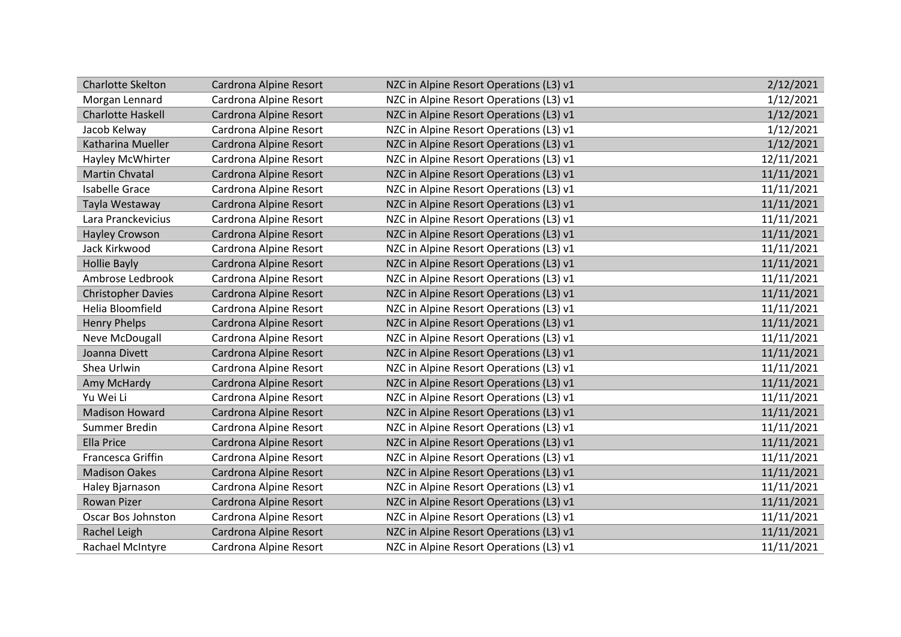| | | | |
|---|---|---|---|
| Charlotte Skelton | Cardrona Alpine Resort | NZC in Alpine Resort Operations (L3) v1 | 2/12/2021 |
| Morgan Lennard | Cardrona Alpine Resort | NZC in Alpine Resort Operations (L3) v1 | 1/12/2021 |
| Charlotte Haskell | Cardrona Alpine Resort | NZC in Alpine Resort Operations (L3) v1 | 1/12/2021 |
| Jacob Kelway | Cardrona Alpine Resort | NZC in Alpine Resort Operations (L3) v1 | 1/12/2021 |
| Katharina Mueller | Cardrona Alpine Resort | NZC in Alpine Resort Operations (L3) v1 | 1/12/2021 |
| Hayley McWhirter | Cardrona Alpine Resort | NZC in Alpine Resort Operations (L3) v1 | 12/11/2021 |
| Martin Chvatal | Cardrona Alpine Resort | NZC in Alpine Resort Operations (L3) v1 | 11/11/2021 |
| Isabelle Grace | Cardrona Alpine Resort | NZC in Alpine Resort Operations (L3) v1 | 11/11/2021 |
| Tayla Westaway | Cardrona Alpine Resort | NZC in Alpine Resort Operations (L3) v1 | 11/11/2021 |
| Lara Pranckevicius | Cardrona Alpine Resort | NZC in Alpine Resort Operations (L3) v1 | 11/11/2021 |
| Hayley Crowson | Cardrona Alpine Resort | NZC in Alpine Resort Operations (L3) v1 | 11/11/2021 |
| Jack Kirkwood | Cardrona Alpine Resort | NZC in Alpine Resort Operations (L3) v1 | 11/11/2021 |
| Hollie Bayly | Cardrona Alpine Resort | NZC in Alpine Resort Operations (L3) v1 | 11/11/2021 |
| Ambrose Ledbrook | Cardrona Alpine Resort | NZC in Alpine Resort Operations (L3) v1 | 11/11/2021 |
| Christopher Davies | Cardrona Alpine Resort | NZC in Alpine Resort Operations (L3) v1 | 11/11/2021 |
| Helia Bloomfield | Cardrona Alpine Resort | NZC in Alpine Resort Operations (L3) v1 | 11/11/2021 |
| Henry Phelps | Cardrona Alpine Resort | NZC in Alpine Resort Operations (L3) v1 | 11/11/2021 |
| Neve McDougall | Cardrona Alpine Resort | NZC in Alpine Resort Operations (L3) v1 | 11/11/2021 |
| Joanna Divett | Cardrona Alpine Resort | NZC in Alpine Resort Operations (L3) v1 | 11/11/2021 |
| Shea Urlwin | Cardrona Alpine Resort | NZC in Alpine Resort Operations (L3) v1 | 11/11/2021 |
| Amy McHardy | Cardrona Alpine Resort | NZC in Alpine Resort Operations (L3) v1 | 11/11/2021 |
| Yu Wei Li | Cardrona Alpine Resort | NZC in Alpine Resort Operations (L3) v1 | 11/11/2021 |
| Madison Howard | Cardrona Alpine Resort | NZC in Alpine Resort Operations (L3) v1 | 11/11/2021 |
| Summer Bredin | Cardrona Alpine Resort | NZC in Alpine Resort Operations (L3) v1 | 11/11/2021 |
| Ella Price | Cardrona Alpine Resort | NZC in Alpine Resort Operations (L3) v1 | 11/11/2021 |
| Francesca Griffin | Cardrona Alpine Resort | NZC in Alpine Resort Operations (L3) v1 | 11/11/2021 |
| Madison Oakes | Cardrona Alpine Resort | NZC in Alpine Resort Operations (L3) v1 | 11/11/2021 |
| Haley Bjarnason | Cardrona Alpine Resort | NZC in Alpine Resort Operations (L3) v1 | 11/11/2021 |
| Rowan Pizer | Cardrona Alpine Resort | NZC in Alpine Resort Operations (L3) v1 | 11/11/2021 |
| Oscar Bos Johnston | Cardrona Alpine Resort | NZC in Alpine Resort Operations (L3) v1 | 11/11/2021 |
| Rachel Leigh | Cardrona Alpine Resort | NZC in Alpine Resort Operations (L3) v1 | 11/11/2021 |
| Rachael McIntyre | Cardrona Alpine Resort | NZC in Alpine Resort Operations (L3) v1 | 11/11/2021 |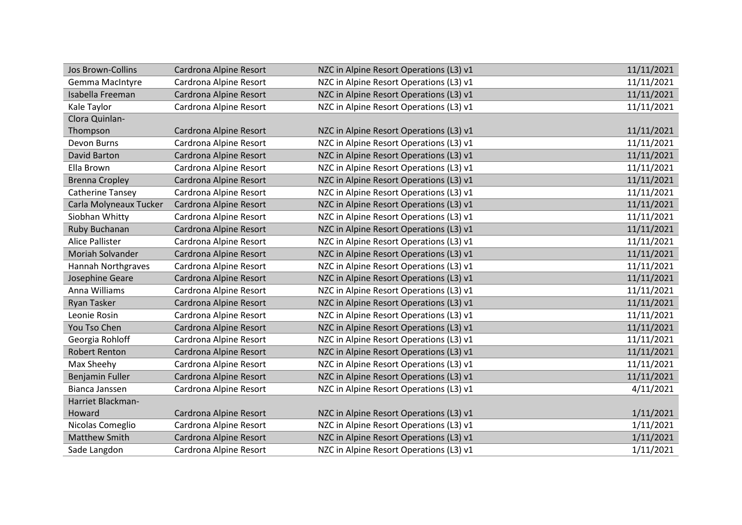| | | | |
|---|---|---|---|
| Jos Brown-Collins | Cardrona Alpine Resort | NZC in Alpine Resort Operations (L3) v1 | 11/11/2021 |
| Gemma MacIntyre | Cardrona Alpine Resort | NZC in Alpine Resort Operations (L3) v1 | 11/11/2021 |
| Isabella Freeman | Cardrona Alpine Resort | NZC in Alpine Resort Operations (L3) v1 | 11/11/2021 |
| Kale Taylor | Cardrona Alpine Resort | NZC in Alpine Resort Operations (L3) v1 | 11/11/2021 |
| Clora Quinlan-Thompson | Cardrona Alpine Resort | NZC in Alpine Resort Operations (L3) v1 | 11/11/2021 |
| Devon Burns | Cardrona Alpine Resort | NZC in Alpine Resort Operations (L3) v1 | 11/11/2021 |
| David Barton | Cardrona Alpine Resort | NZC in Alpine Resort Operations (L3) v1 | 11/11/2021 |
| Ella Brown | Cardrona Alpine Resort | NZC in Alpine Resort Operations (L3) v1 | 11/11/2021 |
| Brenna Cropley | Cardrona Alpine Resort | NZC in Alpine Resort Operations (L3) v1 | 11/11/2021 |
| Catherine Tansey | Cardrona Alpine Resort | NZC in Alpine Resort Operations (L3) v1 | 11/11/2021 |
| Carla Molyneaux Tucker | Cardrona Alpine Resort | NZC in Alpine Resort Operations (L3) v1 | 11/11/2021 |
| Siobhan Whitty | Cardrona Alpine Resort | NZC in Alpine Resort Operations (L3) v1 | 11/11/2021 |
| Ruby Buchanan | Cardrona Alpine Resort | NZC in Alpine Resort Operations (L3) v1 | 11/11/2021 |
| Alice Pallister | Cardrona Alpine Resort | NZC in Alpine Resort Operations (L3) v1 | 11/11/2021 |
| Moriah Solvander | Cardrona Alpine Resort | NZC in Alpine Resort Operations (L3) v1 | 11/11/2021 |
| Hannah Northgraves | Cardrona Alpine Resort | NZC in Alpine Resort Operations (L3) v1 | 11/11/2021 |
| Josephine Geare | Cardrona Alpine Resort | NZC in Alpine Resort Operations (L3) v1 | 11/11/2021 |
| Anna Williams | Cardrona Alpine Resort | NZC in Alpine Resort Operations (L3) v1 | 11/11/2021 |
| Ryan Tasker | Cardrona Alpine Resort | NZC in Alpine Resort Operations (L3) v1 | 11/11/2021 |
| Leonie Rosin | Cardrona Alpine Resort | NZC in Alpine Resort Operations (L3) v1 | 11/11/2021 |
| You Tso Chen | Cardrona Alpine Resort | NZC in Alpine Resort Operations (L3) v1 | 11/11/2021 |
| Georgia Rohloff | Cardrona Alpine Resort | NZC in Alpine Resort Operations (L3) v1 | 11/11/2021 |
| Robert Renton | Cardrona Alpine Resort | NZC in Alpine Resort Operations (L3) v1 | 11/11/2021 |
| Max Sheehy | Cardrona Alpine Resort | NZC in Alpine Resort Operations (L3) v1 | 11/11/2021 |
| Benjamin Fuller | Cardrona Alpine Resort | NZC in Alpine Resort Operations (L3) v1 | 11/11/2021 |
| Bianca Janssen | Cardrona Alpine Resort | NZC in Alpine Resort Operations (L3) v1 | 4/11/2021 |
| Harriet Blackman-Howard | Cardrona Alpine Resort | NZC in Alpine Resort Operations (L3) v1 | 1/11/2021 |
| Nicolas Comeglio | Cardrona Alpine Resort | NZC in Alpine Resort Operations (L3) v1 | 1/11/2021 |
| Matthew Smith | Cardrona Alpine Resort | NZC in Alpine Resort Operations (L3) v1 | 1/11/2021 |
| Sade Langdon | Cardrona Alpine Resort | NZC in Alpine Resort Operations (L3) v1 | 1/11/2021 |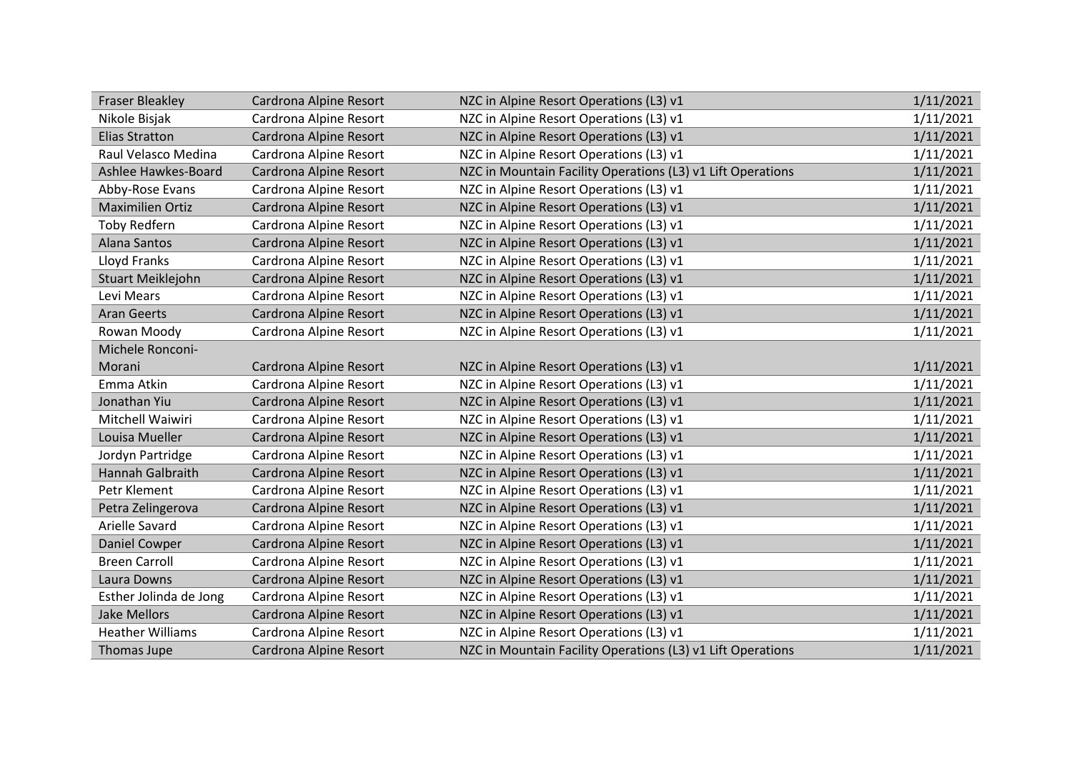| Fraser Bleakley | Cardrona Alpine Resort | NZC in Alpine Resort Operations (L3) v1 | 1/11/2021 |
|---|---|---|---|
| Nikole Bisjak | Cardrona Alpine Resort | NZC in Alpine Resort Operations (L3) v1 | 1/11/2021 |
| Elias Stratton | Cardrona Alpine Resort | NZC in Alpine Resort Operations (L3) v1 | 1/11/2021 |
| Raul Velasco Medina | Cardrona Alpine Resort | NZC in Alpine Resort Operations (L3) v1 | 1/11/2021 |
| Ashlee Hawkes-Board | Cardrona Alpine Resort | NZC in Mountain Facility Operations (L3) v1 Lift Operations | 1/11/2021 |
| Abby-Rose Evans | Cardrona Alpine Resort | NZC in Alpine Resort Operations (L3) v1 | 1/11/2021 |
| Maximilien Ortiz | Cardrona Alpine Resort | NZC in Alpine Resort Operations (L3) v1 | 1/11/2021 |
| Toby Redfern | Cardrona Alpine Resort | NZC in Alpine Resort Operations (L3) v1 | 1/11/2021 |
| Alana Santos | Cardrona Alpine Resort | NZC in Alpine Resort Operations (L3) v1 | 1/11/2021 |
| Lloyd Franks | Cardrona Alpine Resort | NZC in Alpine Resort Operations (L3) v1 | 1/11/2021 |
| Stuart Meiklejohn | Cardrona Alpine Resort | NZC in Alpine Resort Operations (L3) v1 | 1/11/2021 |
| Levi Mears | Cardrona Alpine Resort | NZC in Alpine Resort Operations (L3) v1 | 1/11/2021 |
| Aran Geerts | Cardrona Alpine Resort | NZC in Alpine Resort Operations (L3) v1 | 1/11/2021 |
| Rowan Moody | Cardrona Alpine Resort | NZC in Alpine Resort Operations (L3) v1 | 1/11/2021 |
| Michele Ronconi-Morani | Cardrona Alpine Resort | NZC in Alpine Resort Operations (L3) v1 | 1/11/2021 |
| Emma Atkin | Cardrona Alpine Resort | NZC in Alpine Resort Operations (L3) v1 | 1/11/2021 |
| Jonathan Yiu | Cardrona Alpine Resort | NZC in Alpine Resort Operations (L3) v1 | 1/11/2021 |
| Mitchell Waiwiri | Cardrona Alpine Resort | NZC in Alpine Resort Operations (L3) v1 | 1/11/2021 |
| Louisa Mueller | Cardrona Alpine Resort | NZC in Alpine Resort Operations (L3) v1 | 1/11/2021 |
| Jordyn Partridge | Cardrona Alpine Resort | NZC in Alpine Resort Operations (L3) v1 | 1/11/2021 |
| Hannah Galbraith | Cardrona Alpine Resort | NZC in Alpine Resort Operations (L3) v1 | 1/11/2021 |
| Petr Klement | Cardrona Alpine Resort | NZC in Alpine Resort Operations (L3) v1 | 1/11/2021 |
| Petra Zelingerova | Cardrona Alpine Resort | NZC in Alpine Resort Operations (L3) v1 | 1/11/2021 |
| Arielle Savard | Cardrona Alpine Resort | NZC in Alpine Resort Operations (L3) v1 | 1/11/2021 |
| Daniel Cowper | Cardrona Alpine Resort | NZC in Alpine Resort Operations (L3) v1 | 1/11/2021 |
| Breen Carroll | Cardrona Alpine Resort | NZC in Alpine Resort Operations (L3) v1 | 1/11/2021 |
| Laura Downs | Cardrona Alpine Resort | NZC in Alpine Resort Operations (L3) v1 | 1/11/2021 |
| Esther Jolinda de Jong | Cardrona Alpine Resort | NZC in Alpine Resort Operations (L3) v1 | 1/11/2021 |
| Jake Mellors | Cardrona Alpine Resort | NZC in Alpine Resort Operations (L3) v1 | 1/11/2021 |
| Heather Williams | Cardrona Alpine Resort | NZC in Alpine Resort Operations (L3) v1 | 1/11/2021 |
| Thomas Jupe | Cardrona Alpine Resort | NZC in Mountain Facility Operations (L3) v1 Lift Operations | 1/11/2021 |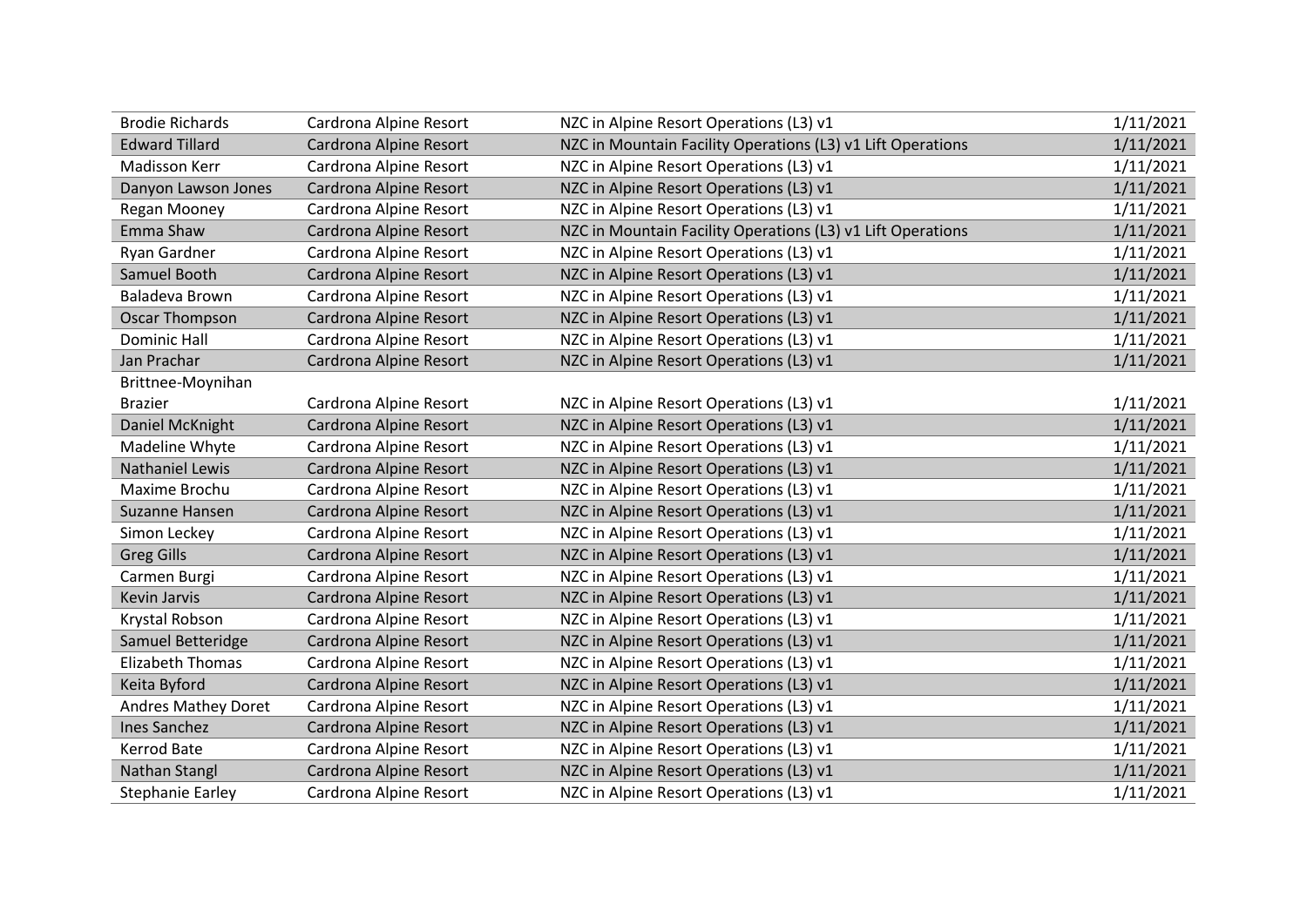| | | | |
|---|---|---|---|
| Brodie Richards | Cardrona Alpine Resort | NZC in Alpine Resort Operations (L3) v1 | 1/11/2021 |
| Edward Tillard | Cardrona Alpine Resort | NZC in Mountain Facility Operations (L3) v1 Lift Operations | 1/11/2021 |
| Madisson Kerr | Cardrona Alpine Resort | NZC in Alpine Resort Operations (L3) v1 | 1/11/2021 |
| Danyon Lawson Jones | Cardrona Alpine Resort | NZC in Alpine Resort Operations (L3) v1 | 1/11/2021 |
| Regan Mooney | Cardrona Alpine Resort | NZC in Alpine Resort Operations (L3) v1 | 1/11/2021 |
| Emma Shaw | Cardrona Alpine Resort | NZC in Mountain Facility Operations (L3) v1 Lift Operations | 1/11/2021 |
| Ryan Gardner | Cardrona Alpine Resort | NZC in Alpine Resort Operations (L3) v1 | 1/11/2021 |
| Samuel Booth | Cardrona Alpine Resort | NZC in Alpine Resort Operations (L3) v1 | 1/11/2021 |
| Baladeva Brown | Cardrona Alpine Resort | NZC in Alpine Resort Operations (L3) v1 | 1/11/2021 |
| Oscar Thompson | Cardrona Alpine Resort | NZC in Alpine Resort Operations (L3) v1 | 1/11/2021 |
| Dominic Hall | Cardrona Alpine Resort | NZC in Alpine Resort Operations (L3) v1 | 1/11/2021 |
| Jan Prachar | Cardrona Alpine Resort | NZC in Alpine Resort Operations (L3) v1 | 1/11/2021 |
| Brittnee-Moynihan Brazier | Cardrona Alpine Resort | NZC in Alpine Resort Operations (L3) v1 | 1/11/2021 |
| Daniel McKnight | Cardrona Alpine Resort | NZC in Alpine Resort Operations (L3) v1 | 1/11/2021 |
| Madeline Whyte | Cardrona Alpine Resort | NZC in Alpine Resort Operations (L3) v1 | 1/11/2021 |
| Nathaniel Lewis | Cardrona Alpine Resort | NZC in Alpine Resort Operations (L3) v1 | 1/11/2021 |
| Maxime Brochu | Cardrona Alpine Resort | NZC in Alpine Resort Operations (L3) v1 | 1/11/2021 |
| Suzanne Hansen | Cardrona Alpine Resort | NZC in Alpine Resort Operations (L3) v1 | 1/11/2021 |
| Simon Leckey | Cardrona Alpine Resort | NZC in Alpine Resort Operations (L3) v1 | 1/11/2021 |
| Greg Gills | Cardrona Alpine Resort | NZC in Alpine Resort Operations (L3) v1 | 1/11/2021 |
| Carmen Burgi | Cardrona Alpine Resort | NZC in Alpine Resort Operations (L3) v1 | 1/11/2021 |
| Kevin Jarvis | Cardrona Alpine Resort | NZC in Alpine Resort Operations (L3) v1 | 1/11/2021 |
| Krystal Robson | Cardrona Alpine Resort | NZC in Alpine Resort Operations (L3) v1 | 1/11/2021 |
| Samuel Betteridge | Cardrona Alpine Resort | NZC in Alpine Resort Operations (L3) v1 | 1/11/2021 |
| Elizabeth Thomas | Cardrona Alpine Resort | NZC in Alpine Resort Operations (L3) v1 | 1/11/2021 |
| Keita Byford | Cardrona Alpine Resort | NZC in Alpine Resort Operations (L3) v1 | 1/11/2021 |
| Andres Mathey Doret | Cardrona Alpine Resort | NZC in Alpine Resort Operations (L3) v1 | 1/11/2021 |
| Ines Sanchez | Cardrona Alpine Resort | NZC in Alpine Resort Operations (L3) v1 | 1/11/2021 |
| Kerrod Bate | Cardrona Alpine Resort | NZC in Alpine Resort Operations (L3) v1 | 1/11/2021 |
| Nathan Stangl | Cardrona Alpine Resort | NZC in Alpine Resort Operations (L3) v1 | 1/11/2021 |
| Stephanie Earley | Cardrona Alpine Resort | NZC in Alpine Resort Operations (L3) v1 | 1/11/2021 |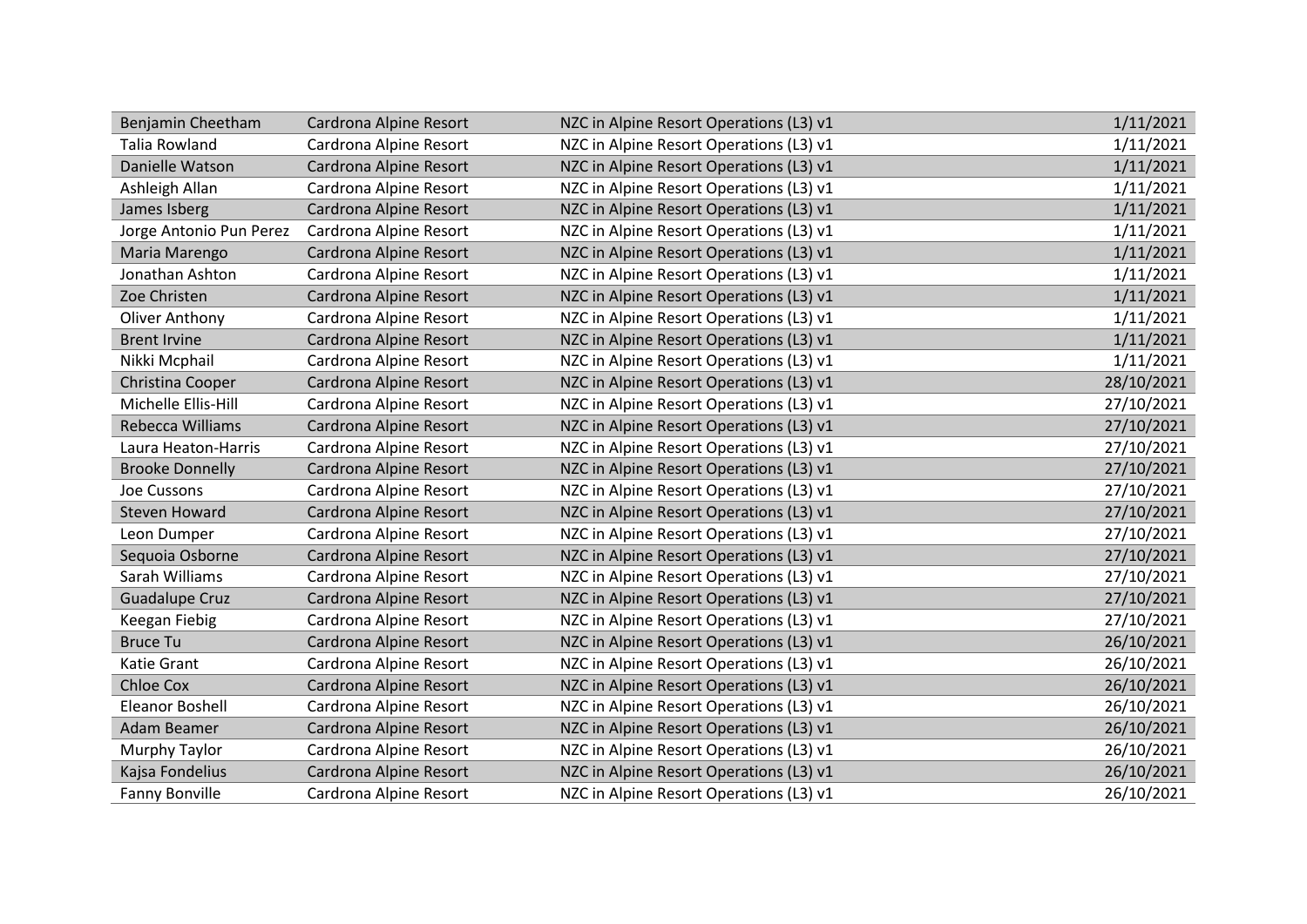| | | | |
|---|---|---|---|
| Benjamin Cheetham | Cardrona Alpine Resort | NZC in Alpine Resort Operations (L3) v1 | 1/11/2021 |
| Talia Rowland | Cardrona Alpine Resort | NZC in Alpine Resort Operations (L3) v1 | 1/11/2021 |
| Danielle Watson | Cardrona Alpine Resort | NZC in Alpine Resort Operations (L3) v1 | 1/11/2021 |
| Ashleigh Allan | Cardrona Alpine Resort | NZC in Alpine Resort Operations (L3) v1 | 1/11/2021 |
| James Isberg | Cardrona Alpine Resort | NZC in Alpine Resort Operations (L3) v1 | 1/11/2021 |
| Jorge Antonio Pun Perez | Cardrona Alpine Resort | NZC in Alpine Resort Operations (L3) v1 | 1/11/2021 |
| Maria Marengo | Cardrona Alpine Resort | NZC in Alpine Resort Operations (L3) v1 | 1/11/2021 |
| Jonathan Ashton | Cardrona Alpine Resort | NZC in Alpine Resort Operations (L3) v1 | 1/11/2021 |
| Zoe Christen | Cardrona Alpine Resort | NZC in Alpine Resort Operations (L3) v1 | 1/11/2021 |
| Oliver Anthony | Cardrona Alpine Resort | NZC in Alpine Resort Operations (L3) v1 | 1/11/2021 |
| Brent Irvine | Cardrona Alpine Resort | NZC in Alpine Resort Operations (L3) v1 | 1/11/2021 |
| Nikki Mcphail | Cardrona Alpine Resort | NZC in Alpine Resort Operations (L3) v1 | 1/11/2021 |
| Christina Cooper | Cardrona Alpine Resort | NZC in Alpine Resort Operations (L3) v1 | 28/10/2021 |
| Michelle Ellis-Hill | Cardrona Alpine Resort | NZC in Alpine Resort Operations (L3) v1 | 27/10/2021 |
| Rebecca Williams | Cardrona Alpine Resort | NZC in Alpine Resort Operations (L3) v1 | 27/10/2021 |
| Laura Heaton-Harris | Cardrona Alpine Resort | NZC in Alpine Resort Operations (L3) v1 | 27/10/2021 |
| Brooke Donnelly | Cardrona Alpine Resort | NZC in Alpine Resort Operations (L3) v1 | 27/10/2021 |
| Joe Cussons | Cardrona Alpine Resort | NZC in Alpine Resort Operations (L3) v1 | 27/10/2021 |
| Steven Howard | Cardrona Alpine Resort | NZC in Alpine Resort Operations (L3) v1 | 27/10/2021 |
| Leon Dumper | Cardrona Alpine Resort | NZC in Alpine Resort Operations (L3) v1 | 27/10/2021 |
| Sequoia Osborne | Cardrona Alpine Resort | NZC in Alpine Resort Operations (L3) v1 | 27/10/2021 |
| Sarah Williams | Cardrona Alpine Resort | NZC in Alpine Resort Operations (L3) v1 | 27/10/2021 |
| Guadalupe Cruz | Cardrona Alpine Resort | NZC in Alpine Resort Operations (L3) v1 | 27/10/2021 |
| Keegan Fiebig | Cardrona Alpine Resort | NZC in Alpine Resort Operations (L3) v1 | 27/10/2021 |
| Bruce Tu | Cardrona Alpine Resort | NZC in Alpine Resort Operations (L3) v1 | 26/10/2021 |
| Katie Grant | Cardrona Alpine Resort | NZC in Alpine Resort Operations (L3) v1 | 26/10/2021 |
| Chloe Cox | Cardrona Alpine Resort | NZC in Alpine Resort Operations (L3) v1 | 26/10/2021 |
| Eleanor Boshell | Cardrona Alpine Resort | NZC in Alpine Resort Operations (L3) v1 | 26/10/2021 |
| Adam Beamer | Cardrona Alpine Resort | NZC in Alpine Resort Operations (L3) v1 | 26/10/2021 |
| Murphy Taylor | Cardrona Alpine Resort | NZC in Alpine Resort Operations (L3) v1 | 26/10/2021 |
| Kajsa Fondelius | Cardrona Alpine Resort | NZC in Alpine Resort Operations (L3) v1 | 26/10/2021 |
| Fanny Bonville | Cardrona Alpine Resort | NZC in Alpine Resort Operations (L3) v1 | 26/10/2021 |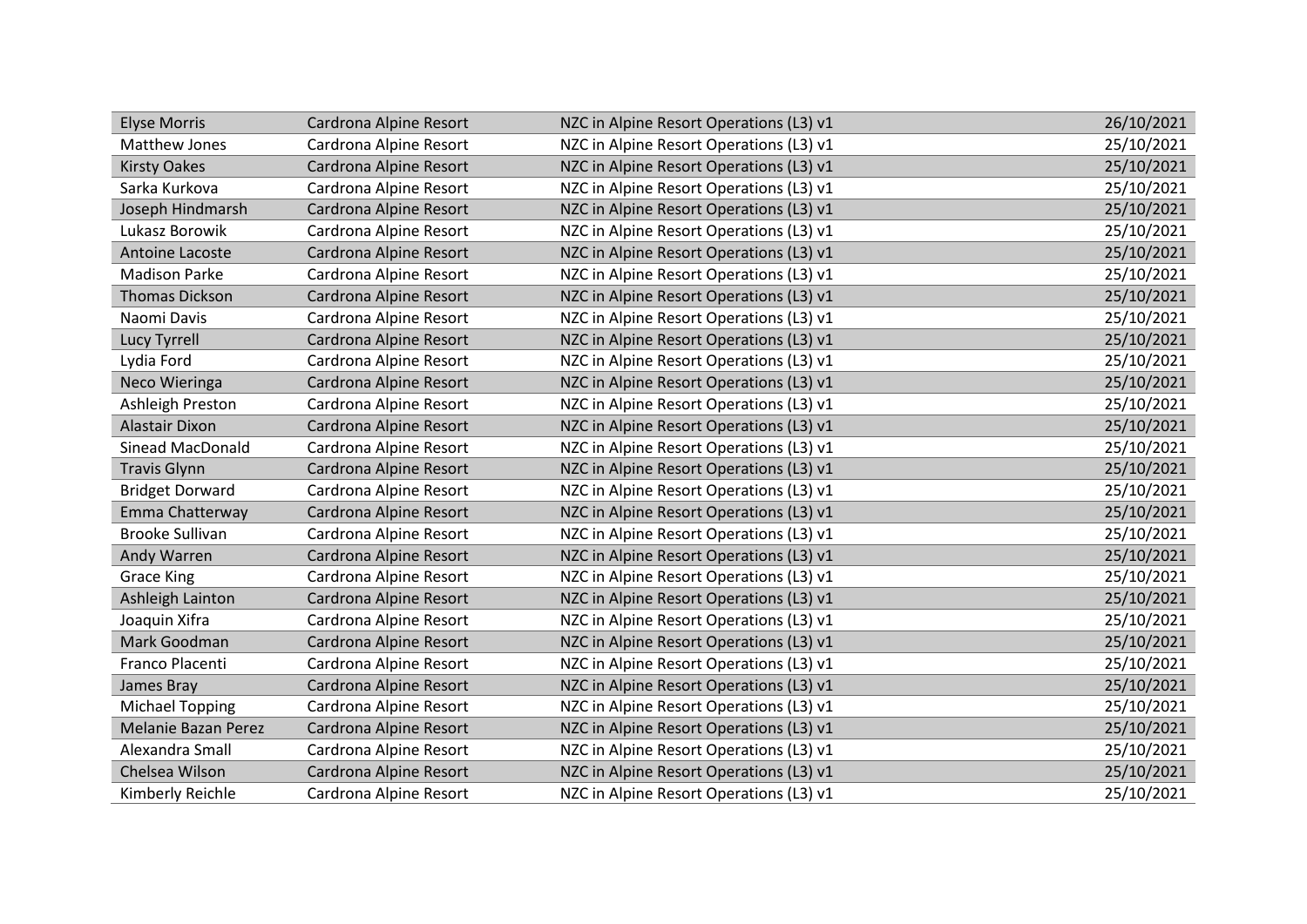| Elyse Morris | Cardrona Alpine Resort | NZC in Alpine Resort Operations (L3) v1 | 26/10/2021 |
|---|---|---|---|
| Matthew Jones | Cardrona Alpine Resort | NZC in Alpine Resort Operations (L3) v1 | 25/10/2021 |
| Kirsty Oakes | Cardrona Alpine Resort | NZC in Alpine Resort Operations (L3) v1 | 25/10/2021 |
| Sarka Kurkova | Cardrona Alpine Resort | NZC in Alpine Resort Operations (L3) v1 | 25/10/2021 |
| Joseph Hindmarsh | Cardrona Alpine Resort | NZC in Alpine Resort Operations (L3) v1 | 25/10/2021 |
| Lukasz Borowik | Cardrona Alpine Resort | NZC in Alpine Resort Operations (L3) v1 | 25/10/2021 |
| Antoine Lacoste | Cardrona Alpine Resort | NZC in Alpine Resort Operations (L3) v1 | 25/10/2021 |
| Madison Parke | Cardrona Alpine Resort | NZC in Alpine Resort Operations (L3) v1 | 25/10/2021 |
| Thomas Dickson | Cardrona Alpine Resort | NZC in Alpine Resort Operations (L3) v1 | 25/10/2021 |
| Naomi Davis | Cardrona Alpine Resort | NZC in Alpine Resort Operations (L3) v1 | 25/10/2021 |
| Lucy Tyrrell | Cardrona Alpine Resort | NZC in Alpine Resort Operations (L3) v1 | 25/10/2021 |
| Lydia Ford | Cardrona Alpine Resort | NZC in Alpine Resort Operations (L3) v1 | 25/10/2021 |
| Neco Wieringa | Cardrona Alpine Resort | NZC in Alpine Resort Operations (L3) v1 | 25/10/2021 |
| Ashleigh Preston | Cardrona Alpine Resort | NZC in Alpine Resort Operations (L3) v1 | 25/10/2021 |
| Alastair Dixon | Cardrona Alpine Resort | NZC in Alpine Resort Operations (L3) v1 | 25/10/2021 |
| Sinead MacDonald | Cardrona Alpine Resort | NZC in Alpine Resort Operations (L3) v1 | 25/10/2021 |
| Travis Glynn | Cardrona Alpine Resort | NZC in Alpine Resort Operations (L3) v1 | 25/10/2021 |
| Bridget Dorward | Cardrona Alpine Resort | NZC in Alpine Resort Operations (L3) v1 | 25/10/2021 |
| Emma Chatterway | Cardrona Alpine Resort | NZC in Alpine Resort Operations (L3) v1 | 25/10/2021 |
| Brooke Sullivan | Cardrona Alpine Resort | NZC in Alpine Resort Operations (L3) v1 | 25/10/2021 |
| Andy Warren | Cardrona Alpine Resort | NZC in Alpine Resort Operations (L3) v1 | 25/10/2021 |
| Grace King | Cardrona Alpine Resort | NZC in Alpine Resort Operations (L3) v1 | 25/10/2021 |
| Ashleigh Lainton | Cardrona Alpine Resort | NZC in Alpine Resort Operations (L3) v1 | 25/10/2021 |
| Joaquin Xifra | Cardrona Alpine Resort | NZC in Alpine Resort Operations (L3) v1 | 25/10/2021 |
| Mark Goodman | Cardrona Alpine Resort | NZC in Alpine Resort Operations (L3) v1 | 25/10/2021 |
| Franco Placenti | Cardrona Alpine Resort | NZC in Alpine Resort Operations (L3) v1 | 25/10/2021 |
| James Bray | Cardrona Alpine Resort | NZC in Alpine Resort Operations (L3) v1 | 25/10/2021 |
| Michael Topping | Cardrona Alpine Resort | NZC in Alpine Resort Operations (L3) v1 | 25/10/2021 |
| Melanie Bazan Perez | Cardrona Alpine Resort | NZC in Alpine Resort Operations (L3) v1 | 25/10/2021 |
| Alexandra Small | Cardrona Alpine Resort | NZC in Alpine Resort Operations (L3) v1 | 25/10/2021 |
| Chelsea Wilson | Cardrona Alpine Resort | NZC in Alpine Resort Operations (L3) v1 | 25/10/2021 |
| Kimberly Reichle | Cardrona Alpine Resort | NZC in Alpine Resort Operations (L3) v1 | 25/10/2021 |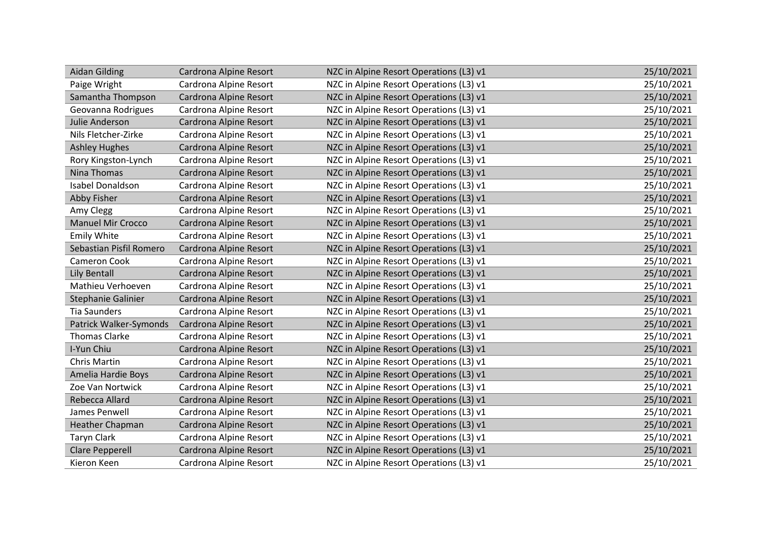| | | | |
|---|---|---|---|
| Aidan Gilding | Cardrona Alpine Resort | NZC in Alpine Resort Operations (L3) v1 | 25/10/2021 |
| Paige Wright | Cardrona Alpine Resort | NZC in Alpine Resort Operations (L3) v1 | 25/10/2021 |
| Samantha Thompson | Cardrona Alpine Resort | NZC in Alpine Resort Operations (L3) v1 | 25/10/2021 |
| Geovanna Rodrigues | Cardrona Alpine Resort | NZC in Alpine Resort Operations (L3) v1 | 25/10/2021 |
| Julie Anderson | Cardrona Alpine Resort | NZC in Alpine Resort Operations (L3) v1 | 25/10/2021 |
| Nils Fletcher-Zirke | Cardrona Alpine Resort | NZC in Alpine Resort Operations (L3) v1 | 25/10/2021 |
| Ashley Hughes | Cardrona Alpine Resort | NZC in Alpine Resort Operations (L3) v1 | 25/10/2021 |
| Rory Kingston-Lynch | Cardrona Alpine Resort | NZC in Alpine Resort Operations (L3) v1 | 25/10/2021 |
| Nina Thomas | Cardrona Alpine Resort | NZC in Alpine Resort Operations (L3) v1 | 25/10/2021 |
| Isabel Donaldson | Cardrona Alpine Resort | NZC in Alpine Resort Operations (L3) v1 | 25/10/2021 |
| Abby Fisher | Cardrona Alpine Resort | NZC in Alpine Resort Operations (L3) v1 | 25/10/2021 |
| Amy Clegg | Cardrona Alpine Resort | NZC in Alpine Resort Operations (L3) v1 | 25/10/2021 |
| Manuel Mir Crocco | Cardrona Alpine Resort | NZC in Alpine Resort Operations (L3) v1 | 25/10/2021 |
| Emily White | Cardrona Alpine Resort | NZC in Alpine Resort Operations (L3) v1 | 25/10/2021 |
| Sebastian Pisfil Romero | Cardrona Alpine Resort | NZC in Alpine Resort Operations (L3) v1 | 25/10/2021 |
| Cameron Cook | Cardrona Alpine Resort | NZC in Alpine Resort Operations (L3) v1 | 25/10/2021 |
| Lily Bentall | Cardrona Alpine Resort | NZC in Alpine Resort Operations (L3) v1 | 25/10/2021 |
| Mathieu Verhoeven | Cardrona Alpine Resort | NZC in Alpine Resort Operations (L3) v1 | 25/10/2021 |
| Stephanie Galinier | Cardrona Alpine Resort | NZC in Alpine Resort Operations (L3) v1 | 25/10/2021 |
| Tia Saunders | Cardrona Alpine Resort | NZC in Alpine Resort Operations (L3) v1 | 25/10/2021 |
| Patrick Walker-Symonds | Cardrona Alpine Resort | NZC in Alpine Resort Operations (L3) v1 | 25/10/2021 |
| Thomas Clarke | Cardrona Alpine Resort | NZC in Alpine Resort Operations (L3) v1 | 25/10/2021 |
| I-Yun Chiu | Cardrona Alpine Resort | NZC in Alpine Resort Operations (L3) v1 | 25/10/2021 |
| Chris Martin | Cardrona Alpine Resort | NZC in Alpine Resort Operations (L3) v1 | 25/10/2021 |
| Amelia Hardie Boys | Cardrona Alpine Resort | NZC in Alpine Resort Operations (L3) v1 | 25/10/2021 |
| Zoe Van Nortwick | Cardrona Alpine Resort | NZC in Alpine Resort Operations (L3) v1 | 25/10/2021 |
| Rebecca Allard | Cardrona Alpine Resort | NZC in Alpine Resort Operations (L3) v1 | 25/10/2021 |
| James Penwell | Cardrona Alpine Resort | NZC in Alpine Resort Operations (L3) v1 | 25/10/2021 |
| Heather Chapman | Cardrona Alpine Resort | NZC in Alpine Resort Operations (L3) v1 | 25/10/2021 |
| Taryn Clark | Cardrona Alpine Resort | NZC in Alpine Resort Operations (L3) v1 | 25/10/2021 |
| Clare Pepperell | Cardrona Alpine Resort | NZC in Alpine Resort Operations (L3) v1 | 25/10/2021 |
| Kieron Keen | Cardrona Alpine Resort | NZC in Alpine Resort Operations (L3) v1 | 25/10/2021 |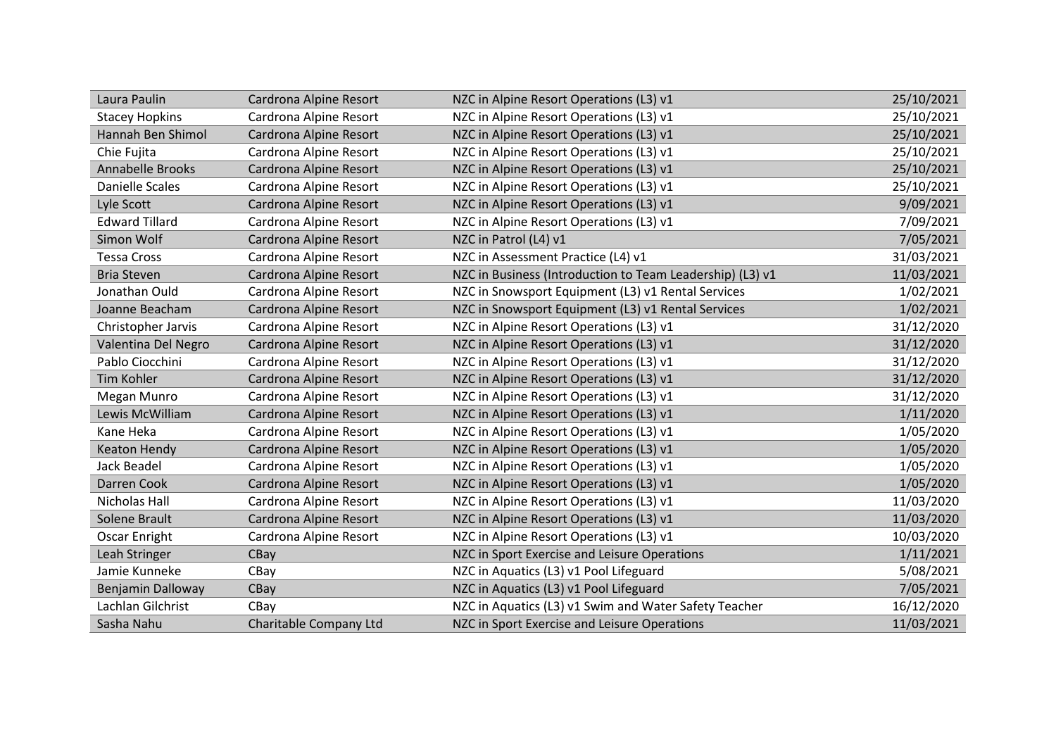| | | | |
|---|---|---|---|
| Laura Paulin | Cardrona Alpine Resort | NZC in Alpine Resort Operations (L3) v1 | 25/10/2021 |
| Stacey Hopkins | Cardrona Alpine Resort | NZC in Alpine Resort Operations (L3) v1 | 25/10/2021 |
| Hannah Ben Shimol | Cardrona Alpine Resort | NZC in Alpine Resort Operations (L3) v1 | 25/10/2021 |
| Chie Fujita | Cardrona Alpine Resort | NZC in Alpine Resort Operations (L3) v1 | 25/10/2021 |
| Annabelle Brooks | Cardrona Alpine Resort | NZC in Alpine Resort Operations (L3) v1 | 25/10/2021 |
| Danielle Scales | Cardrona Alpine Resort | NZC in Alpine Resort Operations (L3) v1 | 25/10/2021 |
| Lyle Scott | Cardrona Alpine Resort | NZC in Alpine Resort Operations (L3) v1 | 9/09/2021 |
| Edward Tillard | Cardrona Alpine Resort | NZC in Alpine Resort Operations (L3) v1 | 7/09/2021 |
| Simon Wolf | Cardrona Alpine Resort | NZC in Patrol (L4) v1 | 7/05/2021 |
| Tessa Cross | Cardrona Alpine Resort | NZC in Assessment Practice (L4) v1 | 31/03/2021 |
| Bria Steven | Cardrona Alpine Resort | NZC in Business (Introduction to Team Leadership) (L3) v1 | 11/03/2021 |
| Jonathan Ould | Cardrona Alpine Resort | NZC in Snowsport Equipment (L3) v1 Rental Services | 1/02/2021 |
| Joanne Beacham | Cardrona Alpine Resort | NZC in Snowsport Equipment (L3) v1 Rental Services | 1/02/2021 |
| Christopher Jarvis | Cardrona Alpine Resort | NZC in Alpine Resort Operations (L3) v1 | 31/12/2020 |
| Valentina Del Negro | Cardrona Alpine Resort | NZC in Alpine Resort Operations (L3) v1 | 31/12/2020 |
| Pablo Ciocchini | Cardrona Alpine Resort | NZC in Alpine Resort Operations (L3) v1 | 31/12/2020 |
| Tim Kohler | Cardrona Alpine Resort | NZC in Alpine Resort Operations (L3) v1 | 31/12/2020 |
| Megan Munro | Cardrona Alpine Resort | NZC in Alpine Resort Operations (L3) v1 | 31/12/2020 |
| Lewis McWilliam | Cardrona Alpine Resort | NZC in Alpine Resort Operations (L3) v1 | 1/11/2020 |
| Kane Heka | Cardrona Alpine Resort | NZC in Alpine Resort Operations (L3) v1 | 1/05/2020 |
| Keaton Hendy | Cardrona Alpine Resort | NZC in Alpine Resort Operations (L3) v1 | 1/05/2020 |
| Jack Beadel | Cardrona Alpine Resort | NZC in Alpine Resort Operations (L3) v1 | 1/05/2020 |
| Darren Cook | Cardrona Alpine Resort | NZC in Alpine Resort Operations (L3) v1 | 1/05/2020 |
| Nicholas Hall | Cardrona Alpine Resort | NZC in Alpine Resort Operations (L3) v1 | 11/03/2020 |
| Solene Brault | Cardrona Alpine Resort | NZC in Alpine Resort Operations (L3) v1 | 11/03/2020 |
| Oscar Enright | Cardrona Alpine Resort | NZC in Alpine Resort Operations (L3) v1 | 10/03/2020 |
| Leah Stringer | CBay | NZC in Sport Exercise and Leisure Operations | 1/11/2021 |
| Jamie Kunneke | CBay | NZC in Aquatics (L3) v1 Pool Lifeguard | 5/08/2021 |
| Benjamin Dalloway | CBay | NZC in Aquatics (L3) v1 Pool Lifeguard | 7/05/2021 |
| Lachlan Gilchrist | CBay | NZC in Aquatics (L3) v1 Swim and Water Safety Teacher | 16/12/2020 |
| Sasha Nahu | Charitable Company Ltd | NZC in Sport Exercise and Leisure Operations | 11/03/2021 |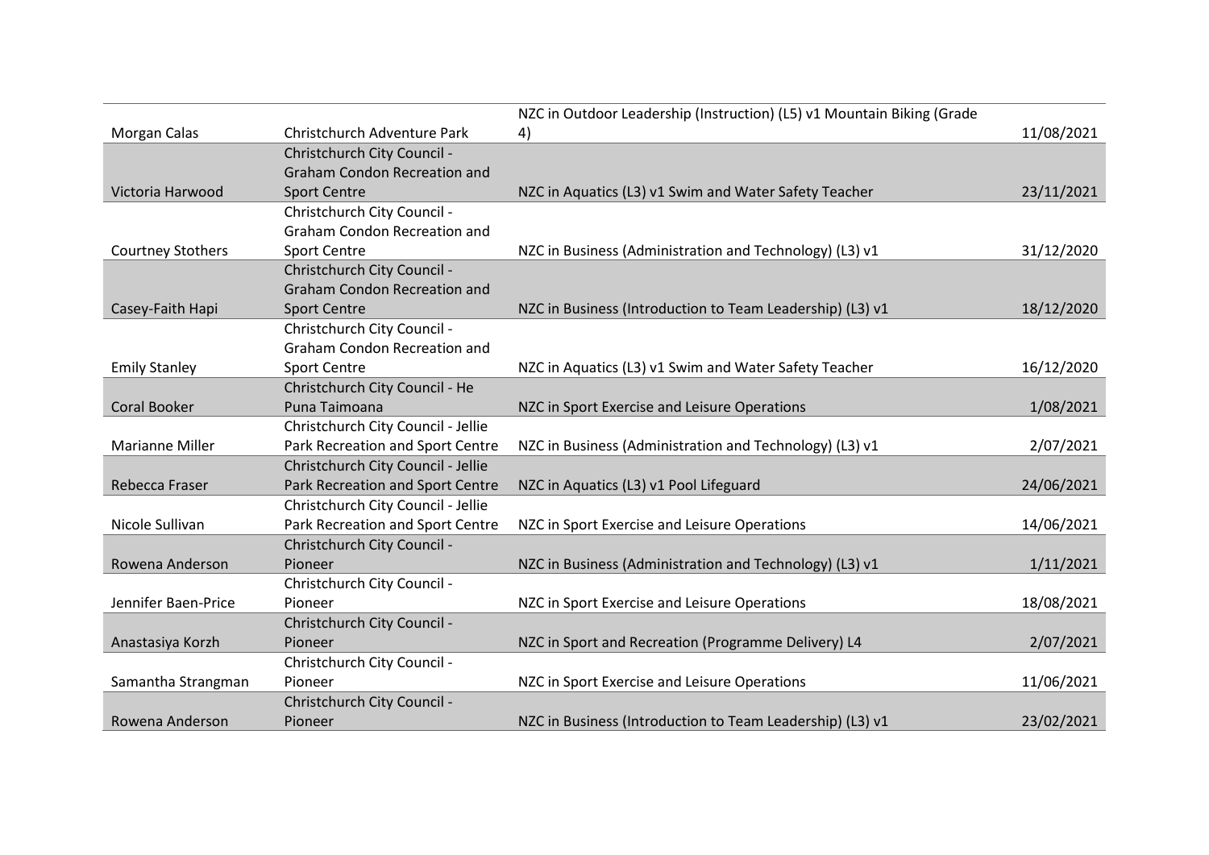| | | | |
|---|---|---|---|
| Morgan Calas | Christchurch Adventure Park | NZC in Outdoor Leadership (Instruction) (L5) v1 Mountain Biking (Grade 4) | 11/08/2021 |
| Victoria Harwood | Christchurch City Council - Graham Condon Recreation and Sport Centre | NZC in Aquatics (L3) v1 Swim and Water Safety Teacher | 23/11/2021 |
| Courtney Stothers | Christchurch City Council - Graham Condon Recreation and Sport Centre | NZC in Business (Administration and Technology) (L3) v1 | 31/12/2020 |
| Casey-Faith Hapi | Christchurch City Council - Graham Condon Recreation and Sport Centre | NZC in Business (Introduction to Team Leadership) (L3) v1 | 18/12/2020 |
| Emily Stanley | Christchurch City Council - Graham Condon Recreation and Sport Centre | NZC in Aquatics (L3) v1 Swim and Water Safety Teacher | 16/12/2020 |
| Coral Booker | Christchurch City Council - He Puna Taimoana | NZC in Sport Exercise and Leisure Operations | 1/08/2021 |
| Marianne Miller | Christchurch City Council - Jellie Park Recreation and Sport Centre | NZC in Business (Administration and Technology) (L3) v1 | 2/07/2021 |
| Rebecca Fraser | Christchurch City Council - Jellie Park Recreation and Sport Centre | NZC in Aquatics (L3) v1 Pool Lifeguard | 24/06/2021 |
| Nicole Sullivan | Christchurch City Council - Jellie Park Recreation and Sport Centre | NZC in Sport Exercise and Leisure Operations | 14/06/2021 |
| Rowena Anderson | Christchurch City Council - Pioneer | NZC in Business (Administration and Technology) (L3) v1 | 1/11/2021 |
| Jennifer Baen-Price | Christchurch City Council - Pioneer | NZC in Sport Exercise and Leisure Operations | 18/08/2021 |
| Anastasiya Korzh | Christchurch City Council - Pioneer | NZC in Sport and Recreation (Programme Delivery) L4 | 2/07/2021 |
| Samantha Strangman | Christchurch City Council - Pioneer | NZC in Sport Exercise and Leisure Operations | 11/06/2021 |
| Rowena Anderson | Christchurch City Council - Pioneer | NZC in Business (Introduction to Team Leadership) (L3) v1 | 23/02/2021 |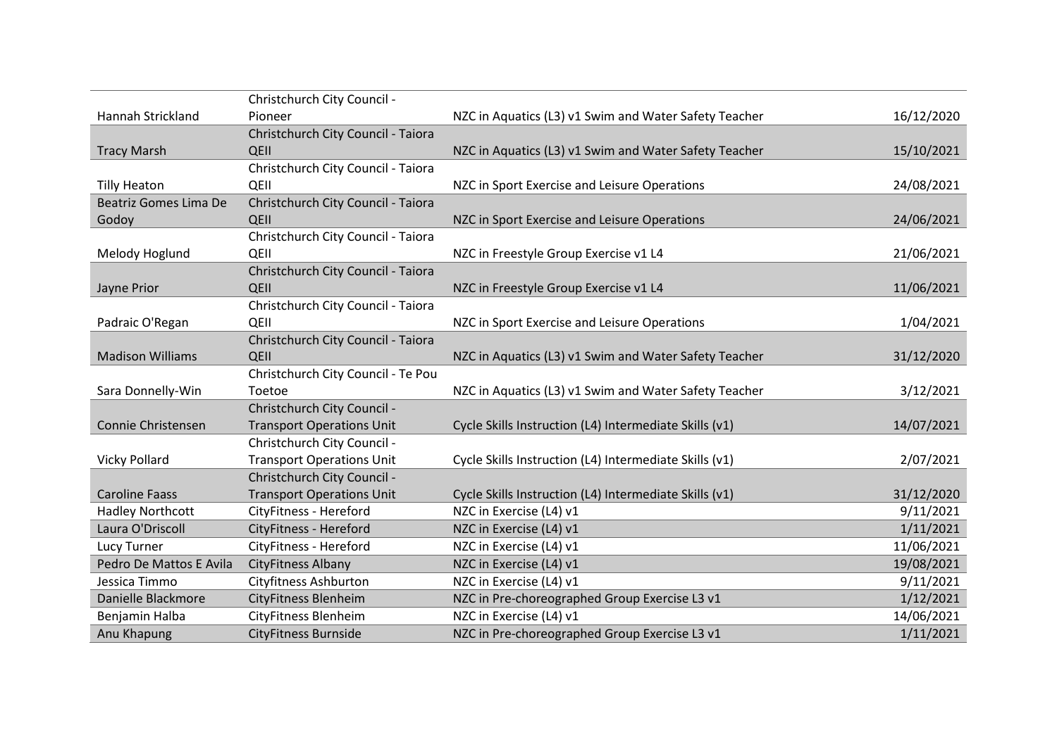| | | | |
|---|---|---|---|
| Hannah Strickland | Christchurch City Council - Pioneer | NZC in Aquatics (L3) v1 Swim and Water Safety Teacher | 16/12/2020 |
| Tracy Marsh | Christchurch City Council - Taiora QEII | NZC in Aquatics (L3) v1 Swim and Water Safety Teacher | 15/10/2021 |
| Tilly Heaton | Christchurch City Council - Taiora QEII | NZC in Sport Exercise and Leisure Operations | 24/08/2021 |
| Beatriz Gomes Lima De Godoy | Christchurch City Council - Taiora QEII | NZC in Sport Exercise and Leisure Operations | 24/06/2021 |
| Melody Hoglund | Christchurch City Council - Taiora QEII | NZC in Freestyle Group Exercise v1 L4 | 21/06/2021 |
| Jayne Prior | Christchurch City Council - Taiora QEII | NZC in Freestyle Group Exercise v1 L4 | 11/06/2021 |
| Padraic O'Regan | Christchurch City Council - Taiora QEII | NZC in Sport Exercise and Leisure Operations | 1/04/2021 |
| Madison Williams | Christchurch City Council - Taiora QEII | NZC in Aquatics (L3) v1 Swim and Water Safety Teacher | 31/12/2020 |
| Sara Donnelly-Win | Christchurch City Council - Te Pou Toetoe | NZC in Aquatics (L3) v1 Swim and Water Safety Teacher | 3/12/2021 |
| Connie Christensen | Christchurch City Council - Transport Operations Unit | Cycle Skills Instruction (L4) Intermediate Skills (v1) | 14/07/2021 |
| Vicky Pollard | Christchurch City Council - Transport Operations Unit | Cycle Skills Instruction (L4) Intermediate Skills (v1) | 2/07/2021 |
| Caroline Faass | Christchurch City Council - Transport Operations Unit | Cycle Skills Instruction (L4) Intermediate Skills (v1) | 31/12/2020 |
| Hadley Northcott | CityFitness - Hereford | NZC in Exercise (L4) v1 | 9/11/2021 |
| Laura O'Driscoll | CityFitness - Hereford | NZC in Exercise (L4) v1 | 1/11/2021 |
| Lucy Turner | CityFitness - Hereford | NZC in Exercise (L4) v1 | 11/06/2021 |
| Pedro De Mattos E Avila | CityFitness Albany | NZC in Exercise (L4) v1 | 19/08/2021 |
| Jessica Timmo | Cityfitness Ashburton | NZC in Exercise (L4) v1 | 9/11/2021 |
| Danielle Blackmore | CityFitness Blenheim | NZC in Pre-choreographed Group Exercise L3 v1 | 1/12/2021 |
| Benjamin Halba | CityFitness Blenheim | NZC in Exercise (L4) v1 | 14/06/2021 |
| Anu Khapung | CityFitness Burnside | NZC in Pre-choreographed Group Exercise L3 v1 | 1/11/2021 |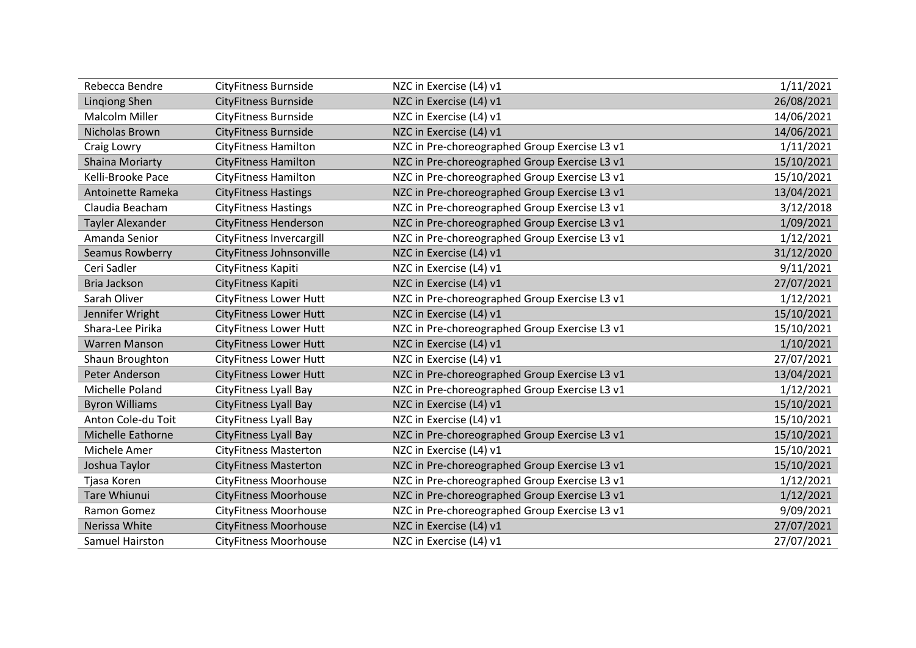| | | | |
|---|---|---|---|
| Rebecca Bendre | CityFitness Burnside | NZC in Exercise (L4) v1 | 1/11/2021 |
| Lingiong Shen | CityFitness Burnside | NZC in Exercise (L4) v1 | 26/08/2021 |
| Malcolm Miller | CityFitness Burnside | NZC in Exercise (L4) v1 | 14/06/2021 |
| Nicholas Brown | CityFitness Burnside | NZC in Exercise (L4) v1 | 14/06/2021 |
| Craig Lowry | CityFitness Hamilton | NZC in Pre-choreographed Group Exercise L3 v1 | 1/11/2021 |
| Shaina Moriarty | CityFitness Hamilton | NZC in Pre-choreographed Group Exercise L3 v1 | 15/10/2021 |
| Kelli-Brooke Pace | CityFitness Hamilton | NZC in Pre-choreographed Group Exercise L3 v1 | 15/10/2021 |
| Antoinette Rameka | CityFitness Hastings | NZC in Pre-choreographed Group Exercise L3 v1 | 13/04/2021 |
| Claudia Beacham | CityFitness Hastings | NZC in Pre-choreographed Group Exercise L3 v1 | 3/12/2018 |
| Tayler Alexander | CityFitness Henderson | NZC in Pre-choreographed Group Exercise L3 v1 | 1/09/2021 |
| Amanda Senior | CityFitness Invercargill | NZC in Pre-choreographed Group Exercise L3 v1 | 1/12/2021 |
| Seamus Rowberry | CityFitness Johnsonville | NZC in Exercise (L4) v1 | 31/12/2020 |
| Ceri Sadler | CityFitness Kapiti | NZC in Exercise (L4) v1 | 9/11/2021 |
| Bria Jackson | CityFitness Kapiti | NZC in Exercise (L4) v1 | 27/07/2021 |
| Sarah Oliver | CityFitness Lower Hutt | NZC in Pre-choreographed Group Exercise L3 v1 | 1/12/2021 |
| Jennifer Wright | CityFitness Lower Hutt | NZC in Exercise (L4) v1 | 15/10/2021 |
| Shara-Lee Pirika | CityFitness Lower Hutt | NZC in Pre-choreographed Group Exercise L3 v1 | 15/10/2021 |
| Warren Manson | CityFitness Lower Hutt | NZC in Exercise (L4) v1 | 1/10/2021 |
| Shaun Broughton | CityFitness Lower Hutt | NZC in Exercise (L4) v1 | 27/07/2021 |
| Peter Anderson | CityFitness Lower Hutt | NZC in Pre-choreographed Group Exercise L3 v1 | 13/04/2021 |
| Michelle Poland | CityFitness Lyall Bay | NZC in Pre-choreographed Group Exercise L3 v1 | 1/12/2021 |
| Byron Williams | CityFitness Lyall Bay | NZC in Exercise (L4) v1 | 15/10/2021 |
| Anton Cole-du Toit | CityFitness Lyall Bay | NZC in Exercise (L4) v1 | 15/10/2021 |
| Michelle Eathorne | CityFitness Lyall Bay | NZC in Pre-choreographed Group Exercise L3 v1 | 15/10/2021 |
| Michele Amer | CityFitness Masterton | NZC in Exercise (L4) v1 | 15/10/2021 |
| Joshua Taylor | CityFitness Masterton | NZC in Pre-choreographed Group Exercise L3 v1 | 15/10/2021 |
| Tjasa Koren | CityFitness Moorhouse | NZC in Pre-choreographed Group Exercise L3 v1 | 1/12/2021 |
| Tare Whiunui | CityFitness Moorhouse | NZC in Pre-choreographed Group Exercise L3 v1 | 1/12/2021 |
| Ramon Gomez | CityFitness Moorhouse | NZC in Pre-choreographed Group Exercise L3 v1 | 9/09/2021 |
| Nerissa White | CityFitness Moorhouse | NZC in Exercise (L4) v1 | 27/07/2021 |
| Samuel Hairston | CityFitness Moorhouse | NZC in Exercise (L4) v1 | 27/07/2021 |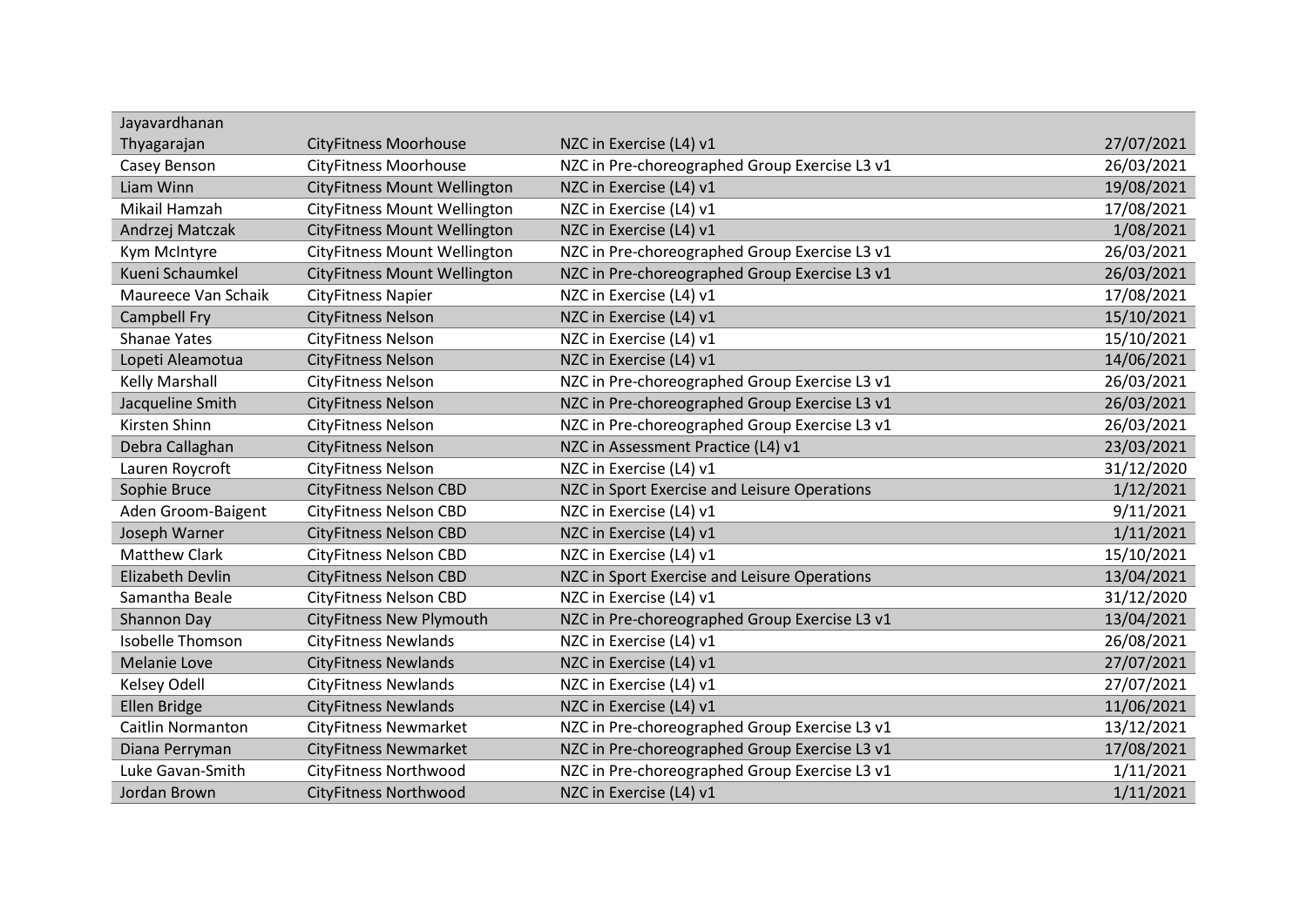| Jayavardhanan Thyagarajan | CityFitness Moorhouse | NZC in Exercise (L4) v1 | 27/07/2021 |
|---|---|---|---|
| Casey Benson | CityFitness Moorhouse | NZC in Pre-choreographed Group Exercise L3 v1 | 26/03/2021 |
| Liam Winn | CityFitness Mount Wellington | NZC in Exercise (L4) v1 | 19/08/2021 |
| Mikail Hamzah | CityFitness Mount Wellington | NZC in Exercise (L4) v1 | 17/08/2021 |
| Andrzej Matczak | CityFitness Mount Wellington | NZC in Exercise (L4) v1 | 1/08/2021 |
| Kym McIntyre | CityFitness Mount Wellington | NZC in Pre-choreographed Group Exercise L3 v1 | 26/03/2021 |
| Kueni Schaumkel | CityFitness Mount Wellington | NZC in Pre-choreographed Group Exercise L3 v1 | 26/03/2021 |
| Maureece Van Schaik | CityFitness Napier | NZC in Exercise (L4) v1 | 17/08/2021 |
| Campbell Fry | CityFitness Nelson | NZC in Exercise (L4) v1 | 15/10/2021 |
| Shanae Yates | CityFitness Nelson | NZC in Exercise (L4) v1 | 15/10/2021 |
| Lopeti Aleamotua | CityFitness Nelson | NZC in Exercise (L4) v1 | 14/06/2021 |
| Kelly Marshall | CityFitness Nelson | NZC in Pre-choreographed Group Exercise L3 v1 | 26/03/2021 |
| Jacqueline Smith | CityFitness Nelson | NZC in Pre-choreographed Group Exercise L3 v1 | 26/03/2021 |
| Kirsten Shinn | CityFitness Nelson | NZC in Pre-choreographed Group Exercise L3 v1 | 26/03/2021 |
| Debra Callaghan | CityFitness Nelson | NZC in Assessment Practice (L4) v1 | 23/03/2021 |
| Lauren Roycroft | CityFitness Nelson | NZC in Exercise (L4) v1 | 31/12/2020 |
| Sophie Bruce | CityFitness Nelson CBD | NZC in Sport Exercise and Leisure Operations | 1/12/2021 |
| Aden Groom-Baigent | CityFitness Nelson CBD | NZC in Exercise (L4) v1 | 9/11/2021 |
| Joseph Warner | CityFitness Nelson CBD | NZC in Exercise (L4) v1 | 1/11/2021 |
| Matthew Clark | CityFitness Nelson CBD | NZC in Exercise (L4) v1 | 15/10/2021 |
| Elizabeth Devlin | CityFitness Nelson CBD | NZC in Sport Exercise and Leisure Operations | 13/04/2021 |
| Samantha Beale | CityFitness Nelson CBD | NZC in Exercise (L4) v1 | 31/12/2020 |
| Shannon Day | CityFitness New Plymouth | NZC in Pre-choreographed Group Exercise L3 v1 | 13/04/2021 |
| Isobelle Thomson | CityFitness Newlands | NZC in Exercise (L4) v1 | 26/08/2021 |
| Melanie Love | CityFitness Newlands | NZC in Exercise (L4) v1 | 27/07/2021 |
| Kelsey Odell | CityFitness Newlands | NZC in Exercise (L4) v1 | 27/07/2021 |
| Ellen Bridge | CityFitness Newlands | NZC in Exercise (L4) v1 | 11/06/2021 |
| Caitlin Normanton | CityFitness Newmarket | NZC in Pre-choreographed Group Exercise L3 v1 | 13/12/2021 |
| Diana Perryman | CityFitness Newmarket | NZC in Pre-choreographed Group Exercise L3 v1 | 17/08/2021 |
| Luke Gavan-Smith | CityFitness Northwood | NZC in Pre-choreographed Group Exercise L3 v1 | 1/11/2021 |
| Jordan Brown | CityFitness Northwood | NZC in Exercise (L4) v1 | 1/11/2021 |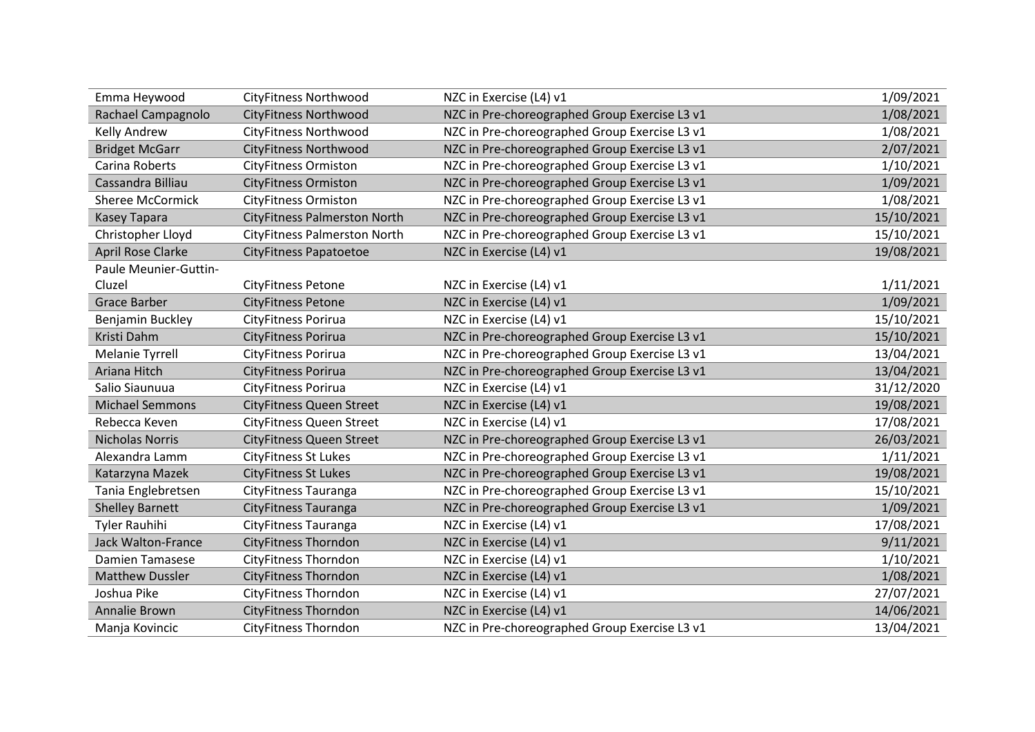| | | | |
|---|---|---|---|
| Emma Heywood | CityFitness Northwood | NZC in Exercise (L4) v1 | 1/09/2021 |
| Rachael Campagnolo | CityFitness Northwood | NZC in Pre-choreographed Group Exercise L3 v1 | 1/08/2021 |
| Kelly Andrew | CityFitness Northwood | NZC in Pre-choreographed Group Exercise L3 v1 | 1/08/2021 |
| Bridget McGarr | CityFitness Northwood | NZC in Pre-choreographed Group Exercise L3 v1 | 2/07/2021 |
| Carina Roberts | CityFitness Ormiston | NZC in Pre-choreographed Group Exercise L3 v1 | 1/10/2021 |
| Cassandra Billiau | CityFitness Ormiston | NZC in Pre-choreographed Group Exercise L3 v1 | 1/09/2021 |
| Sheree McCormick | CityFitness Ormiston | NZC in Pre-choreographed Group Exercise L3 v1 | 1/08/2021 |
| Kasey Tapara | CityFitness Palmerston North | NZC in Pre-choreographed Group Exercise L3 v1 | 15/10/2021 |
| Christopher Lloyd | CityFitness Palmerston North | NZC in Pre-choreographed Group Exercise L3 v1 | 15/10/2021 |
| April Rose Clarke | CityFitness Papatoetoe | NZC in Exercise (L4) v1 | 19/08/2021 |
| Paule Meunier-Guttin-Cluzel | CityFitness Petone | NZC in Exercise (L4) v1 | 1/11/2021 |
| Grace Barber | CityFitness Petone | NZC in Exercise (L4) v1 | 1/09/2021 |
| Benjamin Buckley | CityFitness Porirua | NZC in Exercise (L4) v1 | 15/10/2021 |
| Kristi Dahm | CityFitness Porirua | NZC in Pre-choreographed Group Exercise L3 v1 | 15/10/2021 |
| Melanie Tyrrell | CityFitness Porirua | NZC in Pre-choreographed Group Exercise L3 v1 | 13/04/2021 |
| Ariana Hitch | CityFitness Porirua | NZC in Pre-choreographed Group Exercise L3 v1 | 13/04/2021 |
| Salio Siaunuua | CityFitness Porirua | NZC in Exercise (L4) v1 | 31/12/2020 |
| Michael Semmons | CityFitness Queen Street | NZC in Exercise (L4) v1 | 19/08/2021 |
| Rebecca Keven | CityFitness Queen Street | NZC in Exercise (L4) v1 | 17/08/2021 |
| Nicholas Norris | CityFitness Queen Street | NZC in Pre-choreographed Group Exercise L3 v1 | 26/03/2021 |
| Alexandra Lamm | CityFitness St Lukes | NZC in Pre-choreographed Group Exercise L3 v1 | 1/11/2021 |
| Katarzyna Mazek | CityFitness St Lukes | NZC in Pre-choreographed Group Exercise L3 v1 | 19/08/2021 |
| Tania Englebretsen | CityFitness Tauranga | NZC in Pre-choreographed Group Exercise L3 v1 | 15/10/2021 |
| Shelley Barnett | CityFitness Tauranga | NZC in Pre-choreographed Group Exercise L3 v1 | 1/09/2021 |
| Tyler Rauhihi | CityFitness Tauranga | NZC in Exercise (L4) v1 | 17/08/2021 |
| Jack Walton-France | CityFitness Thorndon | NZC in Exercise (L4) v1 | 9/11/2021 |
| Damien Tamasese | CityFitness Thorndon | NZC in Exercise (L4) v1 | 1/10/2021 |
| Matthew Dussler | CityFitness Thorndon | NZC in Exercise (L4) v1 | 1/08/2021 |
| Joshua Pike | CityFitness Thorndon | NZC in Exercise (L4) v1 | 27/07/2021 |
| Annalie Brown | CityFitness Thorndon | NZC in Exercise (L4) v1 | 14/06/2021 |
| Manja Kovincic | CityFitness Thorndon | NZC in Pre-choreographed Group Exercise L3 v1 | 13/04/2021 |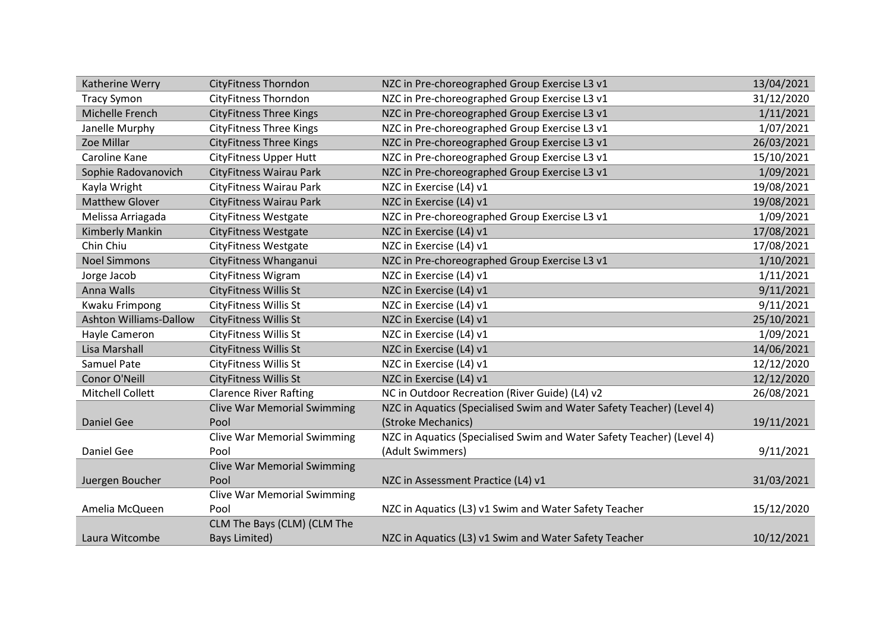| | | | |
|---|---|---|---|
| Katherine Werry | CityFitness Thorndon | NZC in Pre-choreographed Group Exercise L3 v1 | 13/04/2021 |
| Tracy Symon | CityFitness Thorndon | NZC in Pre-choreographed Group Exercise L3 v1 | 31/12/2020 |
| Michelle French | CityFitness Three Kings | NZC in Pre-choreographed Group Exercise L3 v1 | 1/11/2021 |
| Janelle Murphy | CityFitness Three Kings | NZC in Pre-choreographed Group Exercise L3 v1 | 1/07/2021 |
| Zoe Millar | CityFitness Three Kings | NZC in Pre-choreographed Group Exercise L3 v1 | 26/03/2021 |
| Caroline Kane | CityFitness Upper Hutt | NZC in Pre-choreographed Group Exercise L3 v1 | 15/10/2021 |
| Sophie Radovanovich | CityFitness Wairau Park | NZC in Pre-choreographed Group Exercise L3 v1 | 1/09/2021 |
| Kayla Wright | CityFitness Wairau Park | NZC in Exercise (L4) v1 | 19/08/2021 |
| Matthew Glover | CityFitness Wairau Park | NZC in Exercise (L4) v1 | 19/08/2021 |
| Melissa Arriagada | CityFitness Westgate | NZC in Pre-choreographed Group Exercise L3 v1 | 1/09/2021 |
| Kimberly Mankin | CityFitness Westgate | NZC in Exercise (L4) v1 | 17/08/2021 |
| Chin Chiu | CityFitness Westgate | NZC in Exercise (L4) v1 | 17/08/2021 |
| Noel Simmons | CityFitness Whanganui | NZC in Pre-choreographed Group Exercise L3 v1 | 1/10/2021 |
| Jorge Jacob | CityFitness Wigram | NZC in Exercise (L4) v1 | 1/11/2021 |
| Anna Walls | CityFitness Willis St | NZC in Exercise (L4) v1 | 9/11/2021 |
| Kwaku Frimpong | CityFitness Willis St | NZC in Exercise (L4) v1 | 9/11/2021 |
| Ashton Williams-Dallow | CityFitness Willis St | NZC in Exercise (L4) v1 | 25/10/2021 |
| Hayle Cameron | CityFitness Willis St | NZC in Exercise (L4) v1 | 1/09/2021 |
| Lisa Marshall | CityFitness Willis St | NZC in Exercise (L4) v1 | 14/06/2021 |
| Samuel Pate | CityFitness Willis St | NZC in Exercise (L4) v1 | 12/12/2020 |
| Conor O'Neill | CityFitness Willis St | NZC in Exercise (L4) v1 | 12/12/2020 |
| Mitchell Collett | Clarence River Rafting | NC in Outdoor Recreation (River Guide) (L4) v2 | 26/08/2021 |
| Daniel Gee | Clive War Memorial Swimming Pool | NZC in Aquatics (Specialised Swim and Water Safety Teacher) (Level 4) (Stroke Mechanics) | 19/11/2021 |
| Daniel Gee | Clive War Memorial Swimming Pool | NZC in Aquatics (Specialised Swim and Water Safety Teacher) (Level 4) (Adult Swimmers) | 9/11/2021 |
| Juergen Boucher | Clive War Memorial Swimming Pool | NZC in Assessment Practice (L4) v1 | 31/03/2021 |
| Amelia McQueen | Clive War Memorial Swimming Pool | NZC in Aquatics (L3) v1 Swim and Water Safety Teacher | 15/12/2020 |
| Laura Witcombe | CLM The Bays (CLM) (CLM The Bays Limited) | NZC in Aquatics (L3) v1 Swim and Water Safety Teacher | 10/12/2021 |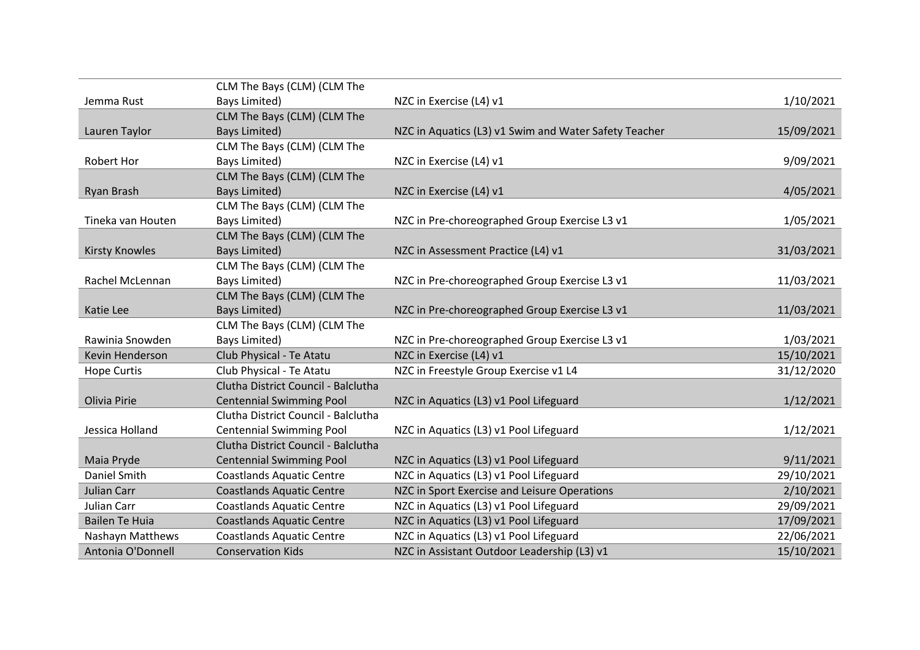| | | | |
|---|---|---|---|
| Jemma Rust | CLM The Bays (CLM) (CLM The Bays Limited) | NZC in Exercise (L4) v1 | 1/10/2021 |
| Lauren Taylor | CLM The Bays (CLM) (CLM The Bays Limited) | NZC in Aquatics (L3) v1 Swim and Water Safety Teacher | 15/09/2021 |
| Robert Hor | CLM The Bays (CLM) (CLM The Bays Limited) | NZC in Exercise (L4) v1 | 9/09/2021 |
| Ryan Brash | CLM The Bays (CLM) (CLM The Bays Limited) | NZC in Exercise (L4) v1 | 4/05/2021 |
| Tineka van Houten | CLM The Bays (CLM) (CLM The Bays Limited) | NZC in Pre-choreographed Group Exercise L3 v1 | 1/05/2021 |
| Kirsty Knowles | CLM The Bays (CLM) (CLM The Bays Limited) | NZC in Assessment Practice (L4) v1 | 31/03/2021 |
| Rachel McLennan | CLM The Bays (CLM) (CLM The Bays Limited) | NZC in Pre-choreographed Group Exercise L3 v1 | 11/03/2021 |
| Katie Lee | CLM The Bays (CLM) (CLM The Bays Limited) | NZC in Pre-choreographed Group Exercise L3 v1 | 11/03/2021 |
| Rawinia Snowden | CLM The Bays (CLM) (CLM The Bays Limited) | NZC in Pre-choreographed Group Exercise L3 v1 | 1/03/2021 |
| Kevin Henderson | Club Physical - Te Atatu | NZC in Exercise (L4) v1 | 15/10/2021 |
| Hope Curtis | Club Physical - Te Atatu | NZC in Freestyle Group Exercise v1 L4 | 31/12/2020 |
| Olivia Pirie | Clutha District Council - Balclutha Centennial Swimming Pool | NZC in Aquatics (L3) v1 Pool Lifeguard | 1/12/2021 |
| Jessica Holland | Clutha District Council - Balclutha Centennial Swimming Pool | NZC in Aquatics (L3) v1 Pool Lifeguard | 1/12/2021 |
| Maia Pryde | Clutha District Council - Balclutha Centennial Swimming Pool | NZC in Aquatics (L3) v1 Pool Lifeguard | 9/11/2021 |
| Daniel Smith | Coastlands Aquatic Centre | NZC in Aquatics (L3) v1 Pool Lifeguard | 29/10/2021 |
| Julian Carr | Coastlands Aquatic Centre | NZC in Sport Exercise and Leisure Operations | 2/10/2021 |
| Julian Carr | Coastlands Aquatic Centre | NZC in Aquatics (L3) v1 Pool Lifeguard | 29/09/2021 |
| Bailen Te Huia | Coastlands Aquatic Centre | NZC in Aquatics (L3) v1 Pool Lifeguard | 17/09/2021 |
| Nashayn Matthews | Coastlands Aquatic Centre | NZC in Aquatics (L3) v1 Pool Lifeguard | 22/06/2021 |
| Antonia O'Donnell | Conservation Kids | NZC in Assistant Outdoor Leadership (L3) v1 | 15/10/2021 |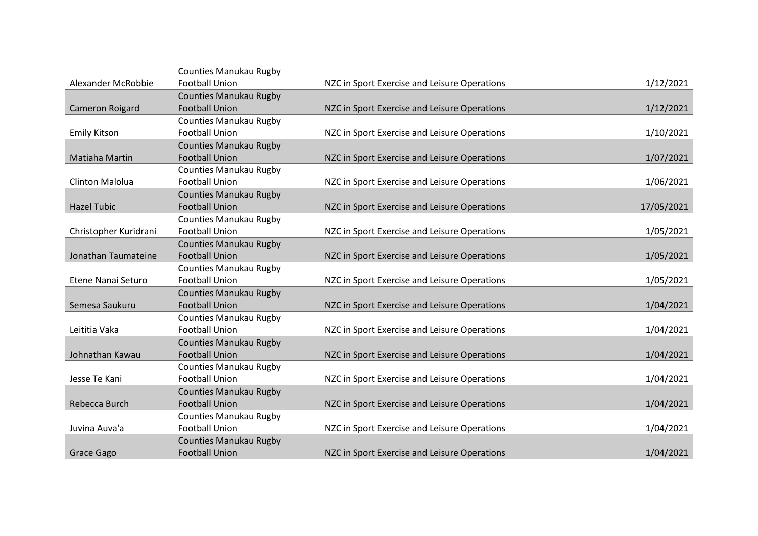| | | | |
|---|---|---|---|
| Alexander McRobbie | Counties Manukau Rugby Football Union | NZC in Sport Exercise and Leisure Operations | 1/12/2021 |
| Cameron Roigard | Counties Manukau Rugby Football Union | NZC in Sport Exercise and Leisure Operations | 1/12/2021 |
| Emily Kitson | Counties Manukau Rugby Football Union | NZC in Sport Exercise and Leisure Operations | 1/10/2021 |
| Matiaha Martin | Counties Manukau Rugby Football Union | NZC in Sport Exercise and Leisure Operations | 1/07/2021 |
| Clinton Malolua | Counties Manukau Rugby Football Union | NZC in Sport Exercise and Leisure Operations | 1/06/2021 |
| Hazel Tubic | Counties Manukau Rugby Football Union | NZC in Sport Exercise and Leisure Operations | 17/05/2021 |
| Christopher Kuridrani | Counties Manukau Rugby Football Union | NZC in Sport Exercise and Leisure Operations | 1/05/2021 |
| Jonathan Taumateine | Counties Manukau Rugby Football Union | NZC in Sport Exercise and Leisure Operations | 1/05/2021 |
| Etene Nanai Seturo | Counties Manukau Rugby Football Union | NZC in Sport Exercise and Leisure Operations | 1/05/2021 |
| Semesa Saukuru | Counties Manukau Rugby Football Union | NZC in Sport Exercise and Leisure Operations | 1/04/2021 |
| Leititia Vaka | Counties Manukau Rugby Football Union | NZC in Sport Exercise and Leisure Operations | 1/04/2021 |
| Johnathan Kawau | Counties Manukau Rugby Football Union | NZC in Sport Exercise and Leisure Operations | 1/04/2021 |
| Jesse Te Kani | Counties Manukau Rugby Football Union | NZC in Sport Exercise and Leisure Operations | 1/04/2021 |
| Rebecca Burch | Counties Manukau Rugby Football Union | NZC in Sport Exercise and Leisure Operations | 1/04/2021 |
| Juvina Auva'a | Counties Manukau Rugby Football Union | NZC in Sport Exercise and Leisure Operations | 1/04/2021 |
| Grace Gago | Counties Manukau Rugby Football Union | NZC in Sport Exercise and Leisure Operations | 1/04/2021 |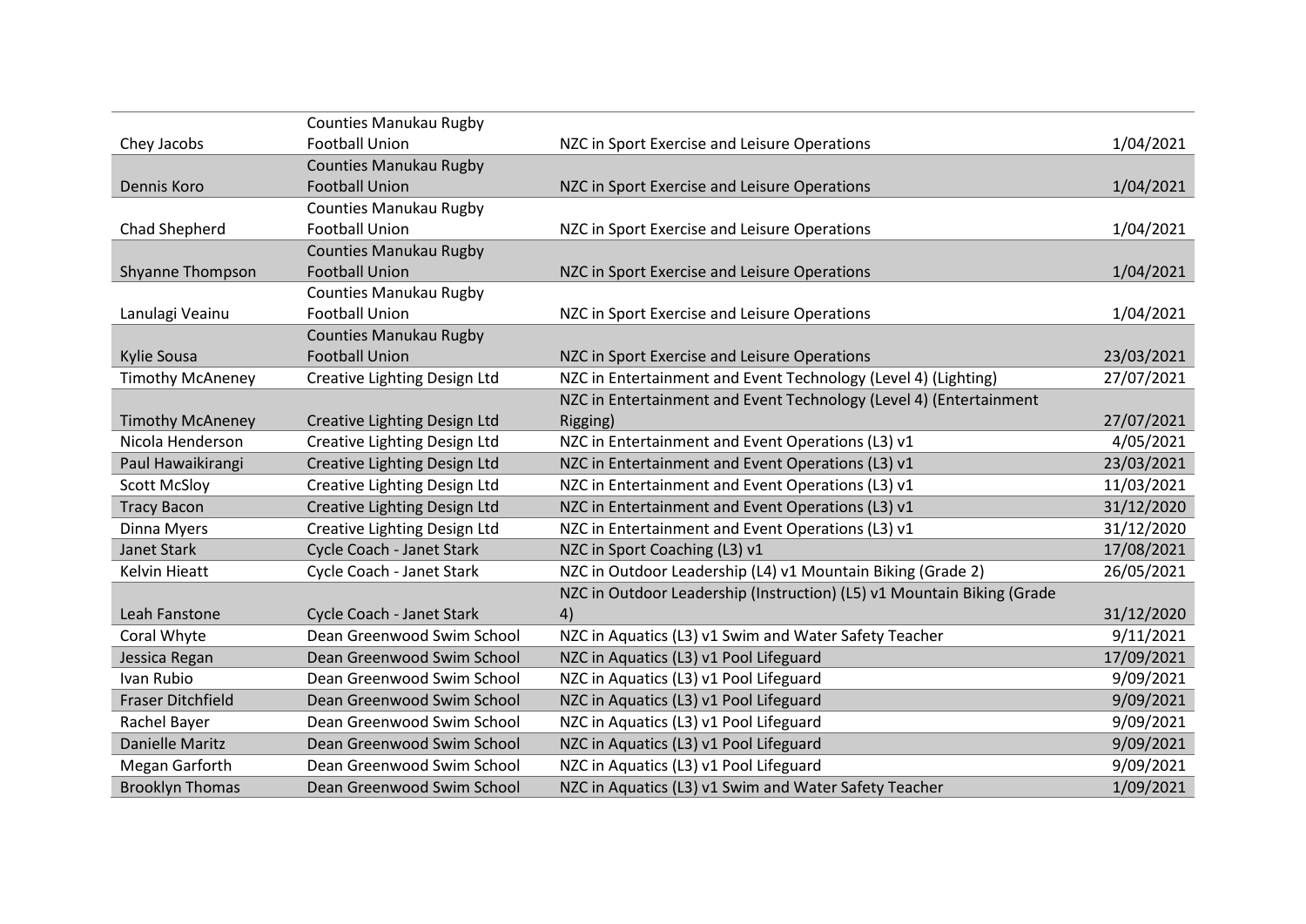| | | | |
|---|---|---|---|
| Chey Jacobs | Counties Manukau Rugby Football Union | NZC in Sport Exercise and Leisure Operations | 1/04/2021 |
| Dennis Koro | Counties Manukau Rugby Football Union | NZC in Sport Exercise and Leisure Operations | 1/04/2021 |
| Chad Shepherd | Counties Manukau Rugby Football Union | NZC in Sport Exercise and Leisure Operations | 1/04/2021 |
| Shyanne Thompson | Counties Manukau Rugby Football Union | NZC in Sport Exercise and Leisure Operations | 1/04/2021 |
| Lanulagi Veainu | Counties Manukau Rugby Football Union | NZC in Sport Exercise and Leisure Operations | 1/04/2021 |
| Kylie Sousa | Counties Manukau Rugby Football Union | NZC in Sport Exercise and Leisure Operations | 23/03/2021 |
| Timothy McAneney | Creative Lighting Design Ltd | NZC in Entertainment and Event Technology (Level 4) (Lighting) | 27/07/2021 |
| Timothy McAneney | Creative Lighting Design Ltd | NZC in Entertainment and Event Technology (Level 4) (Entertainment Rigging) | 27/07/2021 |
| Nicola Henderson | Creative Lighting Design Ltd | NZC in Entertainment and Event Operations (L3) v1 | 4/05/2021 |
| Paul Hawaikirangi | Creative Lighting Design Ltd | NZC in Entertainment and Event Operations (L3) v1 | 23/03/2021 |
| Scott McSloy | Creative Lighting Design Ltd | NZC in Entertainment and Event Operations (L3) v1 | 11/03/2021 |
| Tracy Bacon | Creative Lighting Design Ltd | NZC in Entertainment and Event Operations (L3) v1 | 31/12/2020 |
| Dinna Myers | Creative Lighting Design Ltd | NZC in Entertainment and Event Operations (L3) v1 | 31/12/2020 |
| Janet Stark | Cycle Coach - Janet Stark | NZC in Sport Coaching (L3) v1 | 17/08/2021 |
| Kelvin Hieatt | Cycle Coach - Janet Stark | NZC in Outdoor Leadership (L4) v1 Mountain Biking (Grade 2) | 26/05/2021 |
| Leah Fanstone | Cycle Coach - Janet Stark | NZC in Outdoor Leadership (Instruction) (L5) v1 Mountain Biking (Grade 4) | 31/12/2020 |
| Coral Whyte | Dean Greenwood Swim School | NZC in Aquatics (L3) v1 Swim and Water Safety Teacher | 9/11/2021 |
| Jessica Regan | Dean Greenwood Swim School | NZC in Aquatics (L3) v1 Pool Lifeguard | 17/09/2021 |
| Ivan Rubio | Dean Greenwood Swim School | NZC in Aquatics (L3) v1 Pool Lifeguard | 9/09/2021 |
| Fraser Ditchfield | Dean Greenwood Swim School | NZC in Aquatics (L3) v1 Pool Lifeguard | 9/09/2021 |
| Rachel Bayer | Dean Greenwood Swim School | NZC in Aquatics (L3) v1 Pool Lifeguard | 9/09/2021 |
| Danielle Maritz | Dean Greenwood Swim School | NZC in Aquatics (L3) v1 Pool Lifeguard | 9/09/2021 |
| Megan Garforth | Dean Greenwood Swim School | NZC in Aquatics (L3) v1 Pool Lifeguard | 9/09/2021 |
| Brooklyn Thomas | Dean Greenwood Swim School | NZC in Aquatics (L3) v1 Swim and Water Safety Teacher | 1/09/2021 |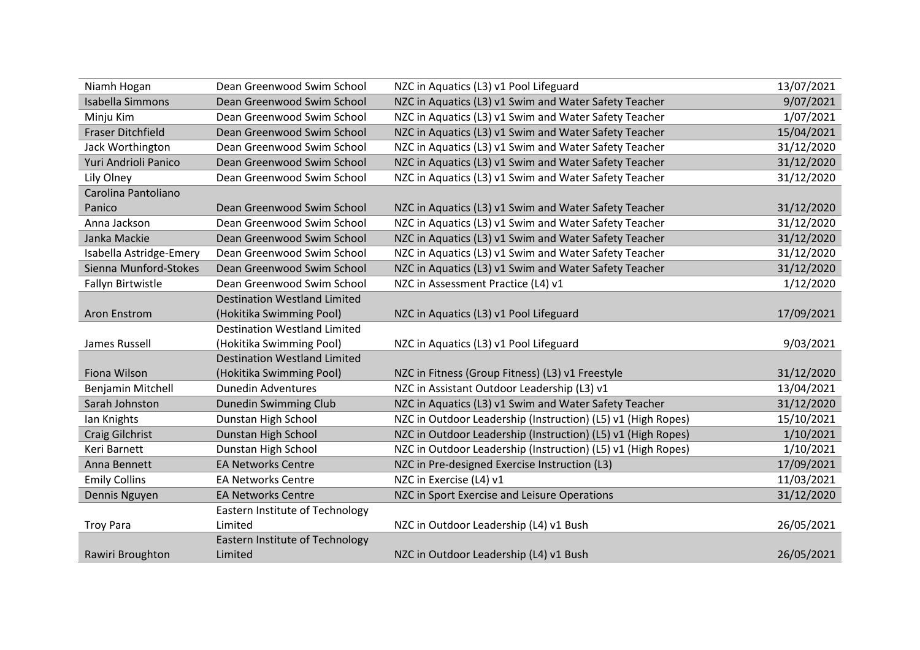| | | | |
|---|---|---|---|
| Niamh Hogan | Dean Greenwood Swim School | NZC in Aquatics (L3) v1 Pool Lifeguard | 13/07/2021 |
| Isabella Simmons | Dean Greenwood Swim School | NZC in Aquatics (L3) v1 Swim and Water Safety Teacher | 9/07/2021 |
| Minju Kim | Dean Greenwood Swim School | NZC in Aquatics (L3) v1 Swim and Water Safety Teacher | 1/07/2021 |
| Fraser Ditchfield | Dean Greenwood Swim School | NZC in Aquatics (L3) v1 Swim and Water Safety Teacher | 15/04/2021 |
| Jack Worthington | Dean Greenwood Swim School | NZC in Aquatics (L3) v1 Swim and Water Safety Teacher | 31/12/2020 |
| Yuri Andrioli Panico | Dean Greenwood Swim School | NZC in Aquatics (L3) v1 Swim and Water Safety Teacher | 31/12/2020 |
| Lily Olney | Dean Greenwood Swim School | NZC in Aquatics (L3) v1 Swim and Water Safety Teacher | 31/12/2020 |
| Carolina Pantoliano Panico | Dean Greenwood Swim School | NZC in Aquatics (L3) v1 Swim and Water Safety Teacher | 31/12/2020 |
| Anna Jackson | Dean Greenwood Swim School | NZC in Aquatics (L3) v1 Swim and Water Safety Teacher | 31/12/2020 |
| Janka Mackie | Dean Greenwood Swim School | NZC in Aquatics (L3) v1 Swim and Water Safety Teacher | 31/12/2020 |
| Isabella Astridge-Emery | Dean Greenwood Swim School | NZC in Aquatics (L3) v1 Swim and Water Safety Teacher | 31/12/2020 |
| Sienna Munford-Stokes | Dean Greenwood Swim School | NZC in Aquatics (L3) v1 Swim and Water Safety Teacher | 31/12/2020 |
| Fallyn Birtwistle | Dean Greenwood Swim School | NZC in Assessment Practice (L4) v1 | 1/12/2020 |
| Aron Enstrom | Destination Westland Limited (Hokitika Swimming Pool) | NZC in Aquatics (L3) v1 Pool Lifeguard | 17/09/2021 |
| James Russell | Destination Westland Limited (Hokitika Swimming Pool) | NZC in Aquatics (L3) v1 Pool Lifeguard | 9/03/2021 |
| Fiona Wilson | Destination Westland Limited (Hokitika Swimming Pool) | NZC in Fitness (Group Fitness) (L3) v1 Freestyle | 31/12/2020 |
| Benjamin Mitchell | Dunedin Adventures | NZC in Assistant Outdoor Leadership (L3) v1 | 13/04/2021 |
| Sarah Johnston | Dunedin Swimming Club | NZC in Aquatics (L3) v1 Swim and Water Safety Teacher | 31/12/2020 |
| Ian Knights | Dunstan High School | NZC in Outdoor Leadership (Instruction) (L5) v1 (High Ropes) | 15/10/2021 |
| Craig Gilchrist | Dunstan High School | NZC in Outdoor Leadership (Instruction) (L5) v1 (High Ropes) | 1/10/2021 |
| Keri Barnett | Dunstan High School | NZC in Outdoor Leadership (Instruction) (L5) v1 (High Ropes) | 1/10/2021 |
| Anna Bennett | EA Networks Centre | NZC in Pre-designed Exercise Instruction (L3) | 17/09/2021 |
| Emily Collins | EA Networks Centre | NZC in Exercise (L4) v1 | 11/03/2021 |
| Dennis Nguyen | EA Networks Centre | NZC in Sport Exercise and Leisure Operations | 31/12/2020 |
| Troy Para | Eastern Institute of Technology Limited | NZC in Outdoor Leadership (L4) v1 Bush | 26/05/2021 |
| Rawiri Broughton | Eastern Institute of Technology Limited | NZC in Outdoor Leadership (L4) v1 Bush | 26/05/2021 |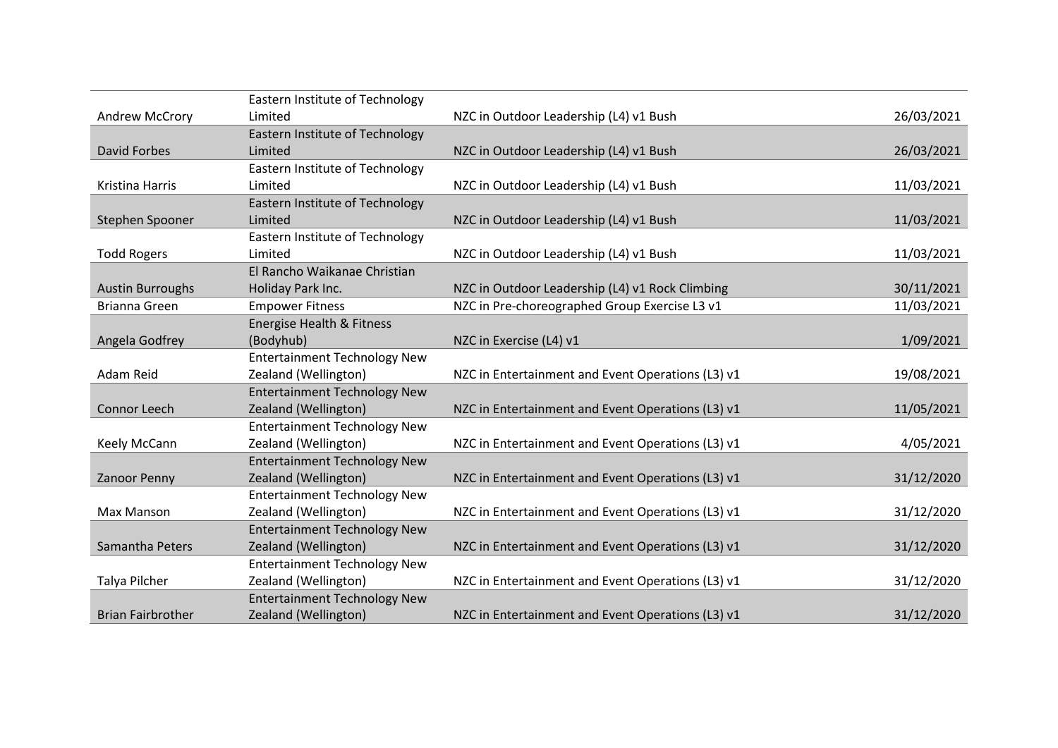| | | | |
|---|---|---|---|
| Andrew McCrory | Eastern Institute of Technology Limited | NZC in Outdoor Leadership (L4) v1 Bush | 26/03/2021 |
| David Forbes | Eastern Institute of Technology Limited | NZC in Outdoor Leadership (L4) v1 Bush | 26/03/2021 |
| Kristina Harris | Eastern Institute of Technology Limited | NZC in Outdoor Leadership (L4) v1 Bush | 11/03/2021 |
| Stephen Spooner | Eastern Institute of Technology Limited | NZC in Outdoor Leadership (L4) v1 Bush | 11/03/2021 |
| Todd Rogers | Eastern Institute of Technology Limited | NZC in Outdoor Leadership (L4) v1 Bush | 11/03/2021 |
| Austin Burroughs | El Rancho Waikanae Christian Holiday Park Inc. | NZC in Outdoor Leadership (L4) v1 Rock Climbing | 30/11/2021 |
| Brianna Green | Empower Fitness | NZC in Pre-choreographed Group Exercise L3 v1 | 11/03/2021 |
| Angela Godfrey | Energise Health & Fitness (Bodyhub) | NZC in Exercise (L4) v1 | 1/09/2021 |
| Adam Reid | Entertainment Technology New Zealand (Wellington) | NZC in Entertainment and Event Operations (L3) v1 | 19/08/2021 |
| Connor Leech | Entertainment Technology New Zealand (Wellington) | NZC in Entertainment and Event Operations (L3) v1 | 11/05/2021 |
| Keely McCann | Entertainment Technology New Zealand (Wellington) | NZC in Entertainment and Event Operations (L3) v1 | 4/05/2021 |
| Zanoor Penny | Entertainment Technology New Zealand (Wellington) | NZC in Entertainment and Event Operations (L3) v1 | 31/12/2020 |
| Max Manson | Entertainment Technology New Zealand (Wellington) | NZC in Entertainment and Event Operations (L3) v1 | 31/12/2020 |
| Samantha Peters | Entertainment Technology New Zealand (Wellington) | NZC in Entertainment and Event Operations (L3) v1 | 31/12/2020 |
| Talya Pilcher | Entertainment Technology New Zealand (Wellington) | NZC in Entertainment and Event Operations (L3) v1 | 31/12/2020 |
| Brian Fairbrother | Entertainment Technology New Zealand (Wellington) | NZC in Entertainment and Event Operations (L3) v1 | 31/12/2020 |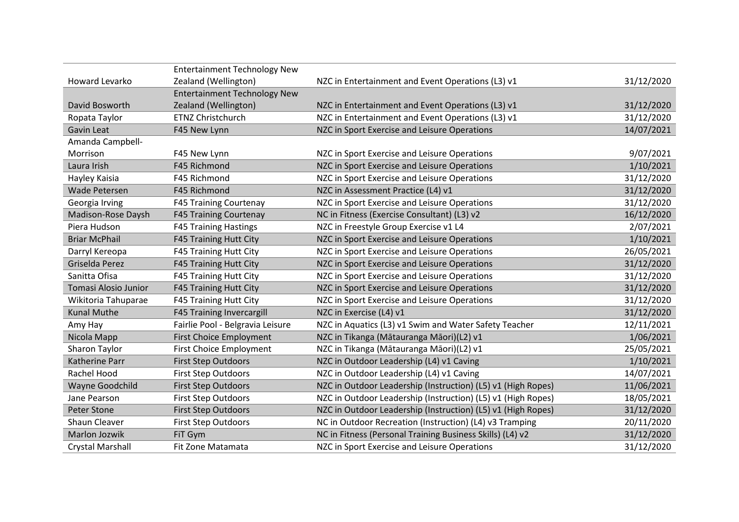| | | | |
|---|---|---|---|
| Howard Levarko | Entertainment Technology New Zealand (Wellington) | NZC in Entertainment and Event Operations (L3) v1 | 31/12/2020 |
| David Bosworth | Entertainment Technology New Zealand (Wellington) | NZC in Entertainment and Event Operations (L3) v1 | 31/12/2020 |
| Ropata Taylor | ETNZ Christchurch | NZC in Entertainment and Event Operations (L3) v1 | 31/12/2020 |
| Gavin Leat | F45 New Lynn | NZC in Sport Exercise and Leisure Operations | 14/07/2021 |
| Amanda Campbell-Morrison | F45 New Lynn | NZC in Sport Exercise and Leisure Operations | 9/07/2021 |
| Laura Irish | F45 Richmond | NZC in Sport Exercise and Leisure Operations | 1/10/2021 |
| Hayley Kaisia | F45 Richmond | NZC in Sport Exercise and Leisure Operations | 31/12/2020 |
| Wade Petersen | F45 Richmond | NZC in Assessment Practice (L4) v1 | 31/12/2020 |
| Georgia Irving | F45 Training Courtenay | NZC in Sport Exercise and Leisure Operations | 31/12/2020 |
| Madison-Rose Daysh | F45 Training Courtenay | NC in Fitness (Exercise Consultant) (L3) v2 | 16/12/2020 |
| Piera Hudson | F45 Training Hastings | NZC in Freestyle Group Exercise v1 L4 | 2/07/2021 |
| Briar McPhail | F45 Training Hutt City | NZC in Sport Exercise and Leisure Operations | 1/10/2021 |
| Darryl Kereopa | F45 Training Hutt City | NZC in Sport Exercise and Leisure Operations | 26/05/2021 |
| Griselda Perez | F45 Training Hutt City | NZC in Sport Exercise and Leisure Operations | 31/12/2020 |
| Sanitta Ofisa | F45 Training Hutt City | NZC in Sport Exercise and Leisure Operations | 31/12/2020 |
| Tomasi Alosio Junior | F45 Training Hutt City | NZC in Sport Exercise and Leisure Operations | 31/12/2020 |
| Wikitoria Tahuparae | F45 Training Hutt City | NZC in Sport Exercise and Leisure Operations | 31/12/2020 |
| Kunal Muthe | F45 Training Invercargill | NZC in Exercise (L4) v1 | 31/12/2020 |
| Amy Hay | Fairlie Pool - Belgravia Leisure | NZC in Aquatics (L3) v1 Swim and Water Safety Teacher | 12/11/2021 |
| Nicola Mapp | First Choice Employment | NZC in Tikanga (Mātauranga Māori)(L2) v1 | 1/06/2021 |
| Sharon Taylor | First Choice Employment | NZC in Tikanga (Mātauranga Māori)(L2) v1 | 25/05/2021 |
| Katherine Parr | First Step Outdoors | NZC in Outdoor Leadership (L4) v1 Caving | 1/10/2021 |
| Rachel Hood | First Step Outdoors | NZC in Outdoor Leadership (L4) v1 Caving | 14/07/2021 |
| Wayne Goodchild | First Step Outdoors | NZC in Outdoor Leadership (Instruction) (L5) v1 (High Ropes) | 11/06/2021 |
| Jane Pearson | First Step Outdoors | NZC in Outdoor Leadership (Instruction) (L5) v1 (High Ropes) | 18/05/2021 |
| Peter Stone | First Step Outdoors | NZC in Outdoor Leadership (Instruction) (L5) v1 (High Ropes) | 31/12/2020 |
| Shaun Cleaver | First Step Outdoors | NC in Outdoor Recreation (Instruction) (L4) v3 Tramping | 20/11/2020 |
| Marlon Jozwik | FiT Gym | NC in Fitness (Personal Training Business Skills) (L4) v2 | 31/12/2020 |
| Crystal Marshall | Fit Zone Matamata | NZC in Sport Exercise and Leisure Operations | 31/12/2020 |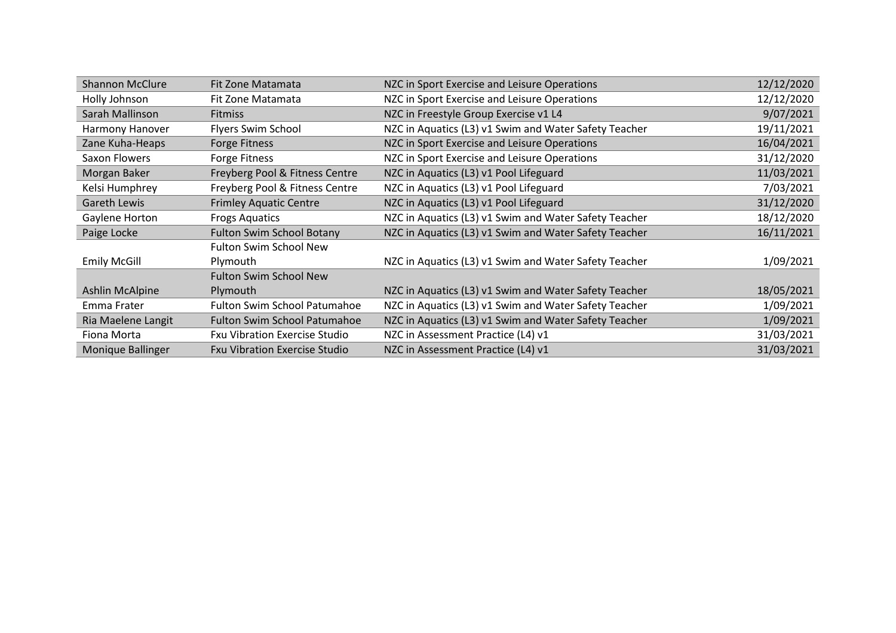| | | | |
|---|---|---|---|
| Shannon McClure | Fit Zone Matamata | NZC in Sport Exercise and Leisure Operations | 12/12/2020 |
| Holly Johnson | Fit Zone Matamata | NZC in Sport Exercise and Leisure Operations | 12/12/2020 |
| Sarah Mallinson | Fitmiss | NZC in Freestyle Group Exercise v1 L4 | 9/07/2021 |
| Harmony Hanover | Flyers Swim School | NZC in Aquatics (L3) v1 Swim and Water Safety Teacher | 19/11/2021 |
| Zane Kuha-Heaps | Forge Fitness | NZC in Sport Exercise and Leisure Operations | 16/04/2021 |
| Saxon Flowers | Forge Fitness | NZC in Sport Exercise and Leisure Operations | 31/12/2020 |
| Morgan Baker | Freyberg Pool & Fitness Centre | NZC in Aquatics (L3) v1 Pool Lifeguard | 11/03/2021 |
| Kelsi Humphrey | Freyberg Pool & Fitness Centre | NZC in Aquatics (L3) v1 Pool Lifeguard | 7/03/2021 |
| Gareth Lewis | Frimley Aquatic Centre | NZC in Aquatics (L3) v1 Pool Lifeguard | 31/12/2020 |
| Gaylene Horton | Frogs Aquatics | NZC in Aquatics (L3) v1 Swim and Water Safety Teacher | 18/12/2020 |
| Paige Locke | Fulton Swim School Botany | NZC in Aquatics (L3) v1 Swim and Water Safety Teacher | 16/11/2021 |
| Emily McGill | Fulton Swim School New Plymouth | NZC in Aquatics (L3) v1 Swim and Water Safety Teacher | 1/09/2021 |
| Ashlin McAlpine | Fulton Swim School New Plymouth | NZC in Aquatics (L3) v1 Swim and Water Safety Teacher | 18/05/2021 |
| Emma Frater | Fulton Swim School Patumahoe | NZC in Aquatics (L3) v1 Swim and Water Safety Teacher | 1/09/2021 |
| Ria Maelene Langit | Fulton Swim School Patumahoe | NZC in Aquatics (L3) v1 Swim and Water Safety Teacher | 1/09/2021 |
| Fiona Morta | Fxu Vibration Exercise Studio | NZC in Assessment Practice (L4) v1 | 31/03/2021 |
| Monique Ballinger | Fxu Vibration Exercise Studio | NZC in Assessment Practice (L4) v1 | 31/03/2021 |